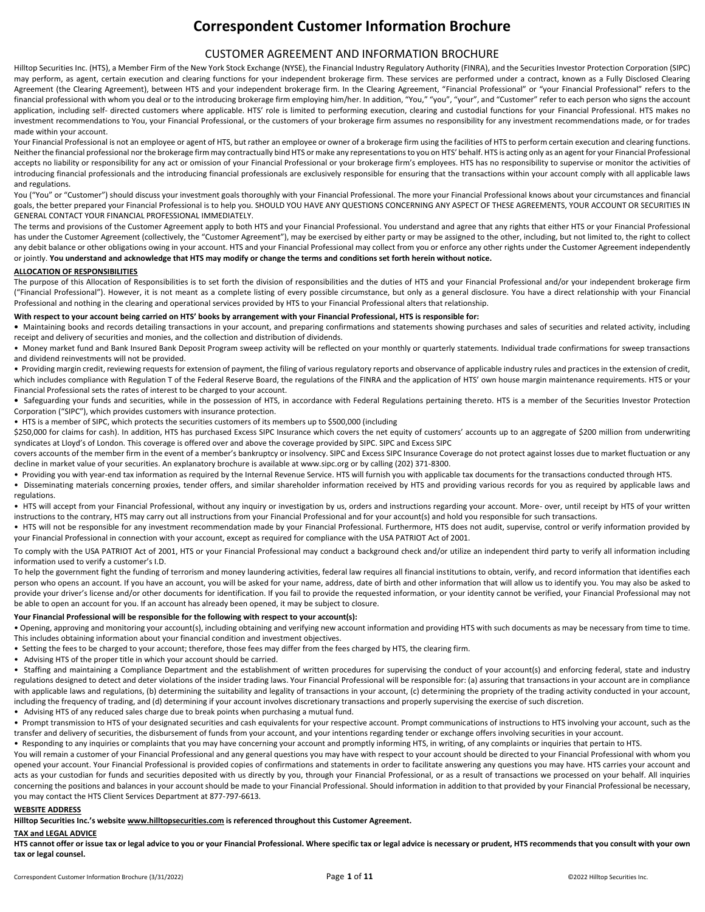# Correspondent Customer Information Brochure

## CUSTOMER AGREEMENT AND INFORMATION BROCHURE

Hilltop Securities Inc. (HTS), a Member Firm of the New York Stock Exchange (NYSE), the Financial Industry Regulatory Authority (FINRA), and the Securities Investor Protection Corporation (SIPC) may perform, as agent, certain execution and clearing functions for your independent brokerage firm. These services are performed under a contract, known as a Fully Disclosed Clearing Agreement (the Clearing Agreement), between HTS and your independent brokerage firm. In the Clearing Agreement, "Financial Professional" or "your Financial Professional" refers to the financial professional with whom you deal or to the introducing brokerage firm employing him/her. In addition, "You," "you", "your", and "Customer" refer to each person who signs the account application, including self- directed customers where applicable. HTS' role is limited to performing execution, clearing and custodial functions for your Financial Professional. HTS makes no investment recommendations to You, your Financial Professional, or the customers of your brokerage firm assumes no responsibility for any investment recommendations made, or for trades made within your account.

Your Financial Professional is not an employee or agent of HTS, but rather an employee or owner of a brokerage firm using the facilities of HTS to perform certain execution and clearing functions. Neither the financial professional nor the brokerage firm may contractually bind HTS or make any representations to you on HTS' behalf. HTS is acting only as an agent for your Financial Professional accepts no liability or responsibility for any act or omission of your Financial Professional or your brokerage firm's employees. HTS has no responsibility to supervise or monitor the activities of introducing financial professionals and the introducing financial professionals are exclusively responsible for ensuring that the transactions within your account comply with all applicable laws and regulations.

You ("You" or "Customer") should discuss your investment goals thoroughly with your Financial Professional. The more your Financial Professional knows about your circumstances and financial goals, the better prepared your Financial Professional is to help you. SHOULD YOU HAVE ANY QUESTIONS CONCERNING ANY ASPECT OF THESE AGREEMENTS, YOUR ACCOUNT OR SECURITIES IN GENERAL CONTACT YOUR FINANCIAL PROFESSIONAL IMMEDIATELY.

The terms and provisions of the Customer Agreement apply to both HTS and your Financial Professional. You understand and agree that any rights that either HTS or your Financial Professional has under the Customer Agreement (collectively, the "Customer Agreement"), may be exercised by either party or may be assigned to the other, including, but not limited to, the right to collect any debit balance or other obligations owing in your account. HTS and your Financial Professional may collect from you or enforce any other rights under the Customer Agreement independently or jointly. **You understand and acknowledge that HTS may modify or change the terms and conditions set forth herein without notice.**

### ALLOCATION OF RESPONSIBILITIES

The purpose of this Allocation of Responsibilities is to set forth the division of responsibilities and the duties of HTS and your Financial Professional and/or your independent brokerage firm ("Financial Professional"). However, it is not meant as a complete listing of every possible circumstance, but only as a general disclosure. You have a direct relationship with your Financial Professional and nothing in the clearing and operational services provided by HTS to your Financial Professional alters that relationship.

**With respect to your account being carried on HTS' books by arrangement with your Financial Professional, HTS is responsible for:**

- Maintaining books and records detailing transactions in your account, and preparing confirmations and statements showing purchases and sales of securities and related activity, including receipt and delivery of securities and monies, and the collection and distribution of dividends.
- Money market fund and Bank Insured Bank Deposit Program sweep activity will be reflected on your monthly or quarterly statements. Individual trade confirmations for sweep transactions and dividend reinvestments will not be provided.
- Providing margin credit, reviewing requests for extension of payment, the filing of various regulatory reports and observance of applicable industry rules and practices in the extension of credit, which includes compliance with Regulation T of the Federal Reserve Board, the regulations of the FINRA and the application of HTS' own house margin maintenance requirements. HTS or your Financial Professional sets the rates of interest to be charged to your account.
- Safeguarding your funds and securities, while in the possession of HTS, in accordance with Federal Regulations pertaining thereto. HTS is a member of the Securities Investor Protection Corporation ("SIPC"), which provides customers with insurance protection.
- HTS is a member of SIPC, which protects the securities customers of its members up to $500,000 (including $250,000 for claims for cash). In addition, HTS has purchased Excess SIPC Insurance which covers the net equity of customers' accounts up to an aggregate of $200 million from underwriting syndicates at Lloyd's of London. This coverage is offered over and above the coverage provided by SIPC. SIPC and Excess SIPC covers accounts of the member firm in the event of a member's bankruptcy or insolvency. SIPC and Excess SIPC Insurance Coverage do not protect against losses due to market fluctuation or any decline in market value of your securities. An explanatory brochure is available at www.sipc.org or by calling (202) 371-8300.
- Providing you with year-end tax information as required by the Internal Revenue Service. HTS will furnish you with applicable tax documents for the transactions conducted through HTS.
- Disseminating materials concerning proxies, tender offers, and similar shareholder information received by HTS and providing various records for you as required by applicable laws and regulations.
- HTS will accept from your Financial Professional, without any inquiry or investigation by us, orders and instructions regarding your account. More- over, until receipt by HTS of your written instructions to the contrary, HTS may carry out all instructions from your Financial Professional and for your account(s) and hold you responsible for such transactions.
- HTS will not be responsible for any investment recommendation made by your Financial Professional. Furthermore, HTS does not audit, supervise, control or verify information provided by your Financial Professional in connection with your account, except as required for compliance with the USA PATRIOT Act of 2001.

To comply with the USA PATRIOT Act of 2001, HTS or your Financial Professional may conduct a background check and/or utilize an independent third party to verify all information including information used to verify a customer's I.D.

To help the government fight the funding of terrorism and money laundering activities, federal law requires all financial institutions to obtain, verify, and record information that identifies each person who opens an account. If you have an account, you will be asked for your name, address, date of birth and other information that will allow us to identify you. You may also be asked to provide your driver's license and/or other documents for identification. If you fail to provide the requested information, or your identity cannot be verified, your Financial Professional may not be able to open an account for you. If an account has already been opened, it may be subject to closure.

**Your Financial Professional will be responsible for the following with respect to your account(s):**

- Opening, approving and monitoring your account(s), including obtaining and verifying new account information and providing HTS with such documents as may be necessary from time to time. This includes obtaining information about your financial condition and investment objectives.
- Setting the fees to be charged to your account; therefore, those fees may differ from the fees charged by HTS, the clearing firm.
- Advising HTS of the proper title in which your account should be carried.
- Staffing and maintaining a Compliance Department and the establishment of written procedures for supervising the conduct of your account(s) and enforcing federal, state and industry regulations designed to detect and deter violations of the insider trading laws. Your Financial Professional will be responsible for: (a) assuring that transactions in your account are in compliance with applicable laws and regulations, (b) determining the suitability and legality of transactions in your account, (c) determining the propriety of the trading activity conducted in your account, including the frequency of trading, and (d) determining if your account involves discretionary transactions and properly supervising the exercise of such discretion.
- Advising HTS of any reduced sales charge due to break points when purchasing a mutual fund.
- Prompt transmission to HTS of your designated securities and cash equivalents for your respective account. Prompt communications of instructions to HTS involving your account, such as the transfer and delivery of securities, the disbursement of funds from your account, and your intentions regarding tender or exchange offers involving securities in your account.
- Responding to any inquiries or complaints that you may have concerning your account and promptly informing HTS, in writing, of any complaints or inquiries that pertain to HTS.

You will remain a customer of your Financial Professional and any general questions you may have with respect to your account should be directed to your Financial Professional with whom you opened your account. Your Financial Professional is provided copies of confirmations and statements in order to facilitate answering any questions you may have. HTS carries your account and acts as your custodian for funds and securities deposited with us directly by you, through your Financial Professional, or as a result of transactions we processed on your behalf. All inquiries concerning the positions and balances in your account should be made to your Financial Professional. Should information in addition to that provided by your Financial Professional be necessary, you may contact the HTS Client Services Department at 877-797-6613.

### WEBSITE ADDRESS

**Hilltop Securities Inc.'s website www.hilltopsecurities.com is referenced throughout this Customer Agreement.**

### TAX and LEGAL ADVICE

**HTS cannot offer or issue tax or legal advice to you or your Financial Professional. Where specific tax or legal advice is necessary or prudent, HTS recommends that you consult with your own tax or legal counsel.**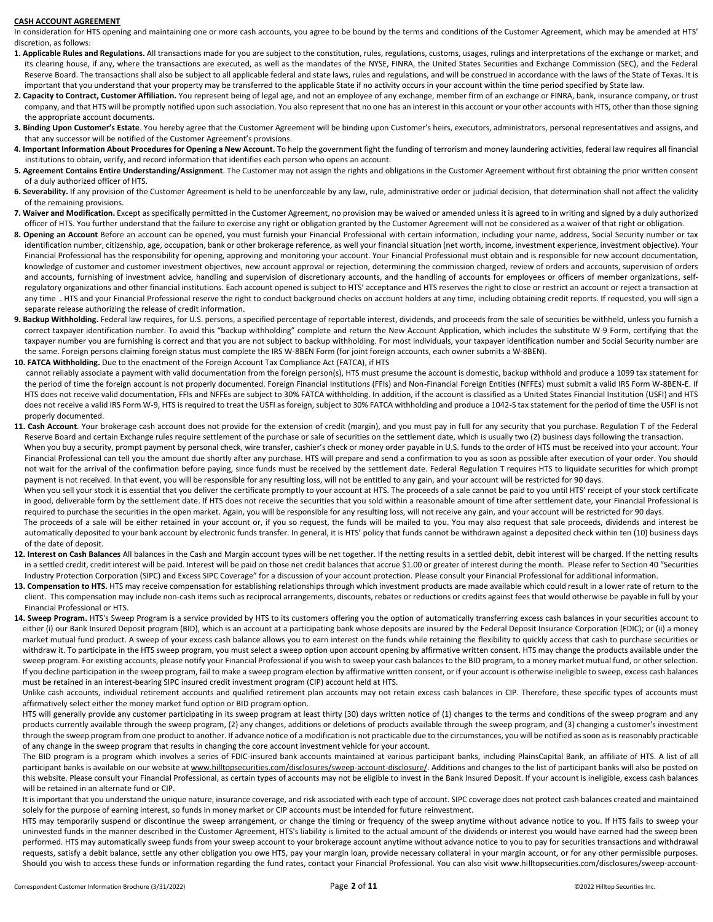## CASH ACCOUNT AGREEMENT

In consideration for HTS opening and maintaining one or more cash accounts, you agree to be bound by the terms and conditions of the Customer Agreement, which may be amended at HTS' discretion, as follows:

**1. Applicable Rules and Regulations.** All transactions made for you are subject to the constitution, rules, regulations, customs, usages, rulings and interpretations of the exchange or market, and its clearing house, if any, where the transactions are executed, as well as the mandates of the NYSE, FINRA, the United States Securities and Exchange Commission (SEC), and the Federal Reserve Board. The transactions shall also be subject to all applicable federal and state laws, rules and regulations, and will be construed in accordance with the laws of the State of Texas. It is important that you understand that your property may be transferred to the applicable State if no activity occurs in your account within the time period specified by State law.

**2. Capacity to Contract, Customer Affiliation.** You represent being of legal age, and not an employee of any exchange, member firm of an exchange or FINRA, bank, insurance company, or trust company, and that HTS will be promptly notified upon such association. You also represent that no one has an interest in this account or your other accounts with HTS, other than those signing the appropriate account documents.

**3. Binding Upon Customer's Estate**. You hereby agree that the Customer Agreement will be binding upon Customer's heirs, executors, administrators, personal representatives and assigns, and that any successor will be notified of the Customer Agreement's provisions.

**4. Important Information About Procedures for Opening a New Account.** To help the government fight the funding of terrorism and money laundering activities, federal law requires all financial institutions to obtain, verify, and record information that identifies each person who opens an account.

**5. Agreement Contains Entire Understanding/Assignment**. The Customer may not assign the rights and obligations in the Customer Agreement without first obtaining the prior written consent of a duly authorized officer of HTS.

**6. Severability.** If any provision of the Customer Agreement is held to be unenforceable by any law, rule, administrative order or judicial decision, that determination shall not affect the validity of the remaining provisions.

**7. Waiver and Modification.** Except as specifically permitted in the Customer Agreement, no provision may be waived or amended unless it is agreed to in writing and signed by a duly authorized officer of HTS. You further understand that the failure to exercise any right or obligation granted by the Customer Agreement will not be considered as a waiver of that right or obligation.

**8. Opening an Account** Before an account can be opened, you must furnish your Financial Professional with certain information, including your name, address, Social Security number or tax identification number, citizenship, age, occupation, bank or other brokerage reference, as well your financial situation (net worth, income, investment experience, investment objective). Your Financial Professional has the responsibility for opening, approving and monitoring your account. Your Financial Professional must obtain and is responsible for new account documentation, knowledge of customer and customer investment objectives, new account approval or rejection, determining the commission charged, review of orders and accounts, supervision of orders and accounts, furnishing of investment advice, handling and supervision of discretionary accounts, and the handling of accounts for employees or officers of member organizations, self-regulatory organizations and other financial institutions. Each account opened is subject to HTS' acceptance and HTS reserves the right to close or restrict an account or reject a transaction at any time . HTS and your Financial Professional reserve the right to conduct background checks on account holders at any time, including obtaining credit reports. If requested, you will sign a separate release authorizing the release of credit information.

**9. Backup Withholding.** Federal law requires, for U.S. persons, a specified percentage of reportable interest, dividends, and proceeds from the sale of securities be withheld, unless you furnish a correct taxpayer identification number. To avoid this "backup withholding" complete and return the New Account Application, which includes the substitute W-9 Form, certifying that the taxpayer number you are furnishing is correct and that you are not subject to backup withholding. For most individuals, your taxpayer identification number and Social Security number are the same. Foreign persons claiming foreign status must complete the IRS W-8BEN Form (for joint foreign accounts, each owner submits a W-8BEN).

**10. FATCA Withholding.** Due to the enactment of the Foreign Account Tax Compliance Act (FATCA), if HTS cannot reliably associate a payment with valid documentation from the foreign person(s), HTS must presume the account is domestic, backup withhold and produce a 1099 tax statement for the period of time the foreign account is not properly documented. Foreign Financial Institutions (FFIs) and Non-Financial Foreign Entities (NFFEs) must submit a valid IRS Form W-8BEN-E. If HTS does not receive valid documentation, FFIs and NFFEs are subject to 30% FATCA withholding. In addition, if the account is classified as a United States Financial Institution (USFI) and HTS does not receive a valid IRS Form W-9, HTS is required to treat the USFI as foreign, subject to 30% FATCA withholding and produce a 1042-S tax statement for the period of time the USFI is not properly documented.

**11. Cash Account**. Your brokerage cash account does not provide for the extension of credit (margin), and you must pay in full for any security that you purchase. Regulation T of the Federal Reserve Board and certain Exchange rules require settlement of the purchase or sale of securities on the settlement date, which is usually two (2) business days following the transaction.

When you buy a security, prompt payment by personal check, wire transfer, cashier's check or money order payable in U.S. funds to the order of HTS must be received into your account. Your Financial Professional can tell you the amount due shortly after any purchase. HTS will prepare and send a confirmation to you as soon as possible after execution of your order. You should not wait for the arrival of the confirmation before paying, since funds must be received by the settlement date. Federal Regulation T requires HTS to liquidate securities for which prompt payment is not received. In that event, you will be responsible for any resulting loss, will not be entitled to any gain, and your account will be restricted for 90 days.

When you sell your stock it is essential that you deliver the certificate promptly to your account at HTS. The proceeds of a sale cannot be paid to you until HTS' receipt of your stock certificate in good, deliverable form by the settlement date. If HTS does not receive the securities that you sold within a reasonable amount of time after settlement date, your Financial Professional is required to purchase the securities in the open market. Again, you will be responsible for any resulting loss, will not receive any gain, and your account will be restricted for 90 days.

The proceeds of a sale will be either retained in your account or, if you so request, the funds will be mailed to you. You may also request that sale proceeds, dividends and interest be automatically deposited to your bank account by electronic funds transfer. In general, it is HTS' policy that funds cannot be withdrawn against a deposited check within ten (10) business days of the date of deposit.

**12. Interest on Cash Balances** All balances in the Cash and Margin account types will be net together. If the netting results in a settled debit, debit interest will be charged. If the netting results in a settled credit, credit interest will be paid. Interest will be paid on those net credit balances that accrue $1.00 or greater of interest during the month. Please refer to Section 40 "Securities Industry Protection Corporation (SIPC) and Excess SIPC Coverage" for a discussion of your account protection. Please consult your Financial Professional for additional information.

**13. Compensation to HTS.** HTS may receive compensation for establishing relationships through which investment products are made available which could result in a lower rate of return to the client. This compensation may include non-cash items such as reciprocal arrangements, discounts, rebates or reductions or credits against fees that would otherwise be payable in full by your Financial Professional or HTS.

**14. Sweep Program.** HTS's Sweep Program is a service provided by HTS to its customers offering you the option of automatically transferring excess cash balances in your securities account to either (i) our Bank Insured Deposit program (BID), which is an account at a participating bank whose deposits are insured by the Federal Deposit Insurance Corporation (FDIC); or (ii) a money market mutual fund product. A sweep of your excess cash balance allows you to earn interest on the funds while retaining the flexibility to quickly access that cash to purchase securities or withdraw it. To participate in the HTS sweep program, you must select a sweep option upon account opening by affirmative written consent. HTS may change the products available under the sweep program. For existing accounts, please notify your Financial Professional if you wish to sweep your cash balances to the BID program, to a money market mutual fund, or other selection. If you decline participation in the sweep program, fail to make a sweep program election by affirmative written consent, or if your account is otherwise ineligible to sweep, excess cash balances must be retained in an interest-bearing SIPC insured credit investment program (CIP) account held at HTS.

Unlike cash accounts, individual retirement accounts and qualified retirement plan accounts may not retain excess cash balances in CIP. Therefore, these specific types of accounts must affirmatively select either the money market fund option or BID program option.

HTS will generally provide any customer participating in its sweep program at least thirty (30) days written notice of (1) changes to the terms and conditions of the sweep program and any products currently available through the sweep program, (2) any changes, additions or deletions of products available through the sweep program, and (3) changing a customer's investment through the sweep program from one product to another. If advance notice of a modification is not practicable due to the circumstances, you will be notified as soon as is reasonably practicable of any change in the sweep program that results in changing the core account investment vehicle for your account.

The BID program is a program which involves a series of FDIC-insured bank accounts maintained at various participant banks, including PlainsCapital Bank, an affiliate of HTS. A list of all participant banks is available on our website at www.hilltopsecurities.com/disclosures/sweep-account-disclosure/. Additions and changes to the list of participant banks will also be posted on this website. Please consult your Financial Professional, as certain types of accounts may not be eligible to invest in the Bank Insured Deposit. If your account is ineligible, excess cash balances will be retained in an alternate fund or CIP.

It is important that you understand the unique nature, insurance coverage, and risk associated with each type of account. SIPC coverage does not protect cash balances created and maintained solely for the purpose of earning interest, so funds in money market or CIP accounts must be intended for future reinvestment.

HTS may temporarily suspend or discontinue the sweep arrangement, or change the timing or frequency of the sweep anytime without advance notice to you. If HTS fails to sweep your uninvested funds in the manner described in the Customer Agreement, HTS's liability is limited to the actual amount of the dividends or interest you would have earned had the sweep been performed. HTS may automatically sweep funds from your sweep account to your brokerage account anytime without advance notice to you to pay for securities transactions and withdrawal requests, satisfy a debit balance, settle any other obligation you owe HTS, pay your margin loan, provide necessary collateral in your margin account, or for any other permissible purposes. Should you wish to access these funds or information regarding the fund rates, contact your Financial Professional. You can also visit www.hilltopsecurities.com/disclosures/sweep-account-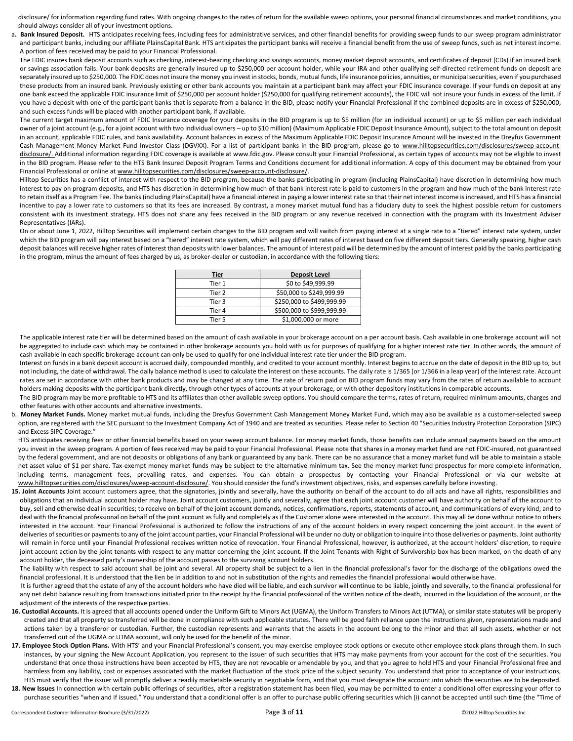disclosure/ for information regarding fund rates. With ongoing changes to the rates of return for the available sweep options, your personal financial circumstances and market conditions, you should always consider all of your investment options.

a. **Bank Insured Deposit.** HTS anticipates receiving fees, including fees for administrative services, and other financial benefits for providing sweep funds to our sweep program administrator and participant banks, including our affiliate PlainsCapital Bank. HTS anticipates the participant banks will receive a financial benefit from the use of sweep funds, such as net interest income. A portion of fees received may be paid to your Financial Professional.

The FDIC insures bank deposit accounts such as checking, interest-bearing checking and savings accounts, money market deposit accounts, and certificates of deposit (CDs) if an insured bank or savings association fails. Your bank deposits are generally insured up to $250,000 per account holder, while your IRA and other qualifying self-directed retirement funds on deposit are separately insured up to $250,000. The FDIC does not insure the money you invest in stocks, bonds, mutual funds, life insurance policies, annuities, or municipal securities, even if you purchased those products from an insured bank. Previously existing or other bank accounts you maintain at a participant bank may affect your FDIC insurance coverage. If your funds on deposit at any one bank exceed the applicable FDIC insurance limit of $250,000 per account holder ($250,000 for qualifying retirement accounts), the FDIC will not insure your funds in excess of the limit. If you have a deposit with one of the participant banks that is separate from a balance in the BID, please notify your Financial Professional if the combined deposits are in excess of $250,000, and such excess funds will be placed with another participant bank, if available.

The current target maximum amount of FDIC Insurance coverage for your deposits in the BID program is up to $5 million (for an individual account) or up to $5 million per each individual owner of a joint account (e.g., for a joint account with two individual owners – up to $10 million) (Maximum Applicable FDIC Deposit Insurance Amount), subject to the total amount on deposit in an account, applicable FDIC rules, and bank availability. Account balances in excess of the Maximum Applicable FDIC Deposit Insurance Amount will be invested in the Dreyfus Government Cash Management Money Market Fund Investor Class (DGVXX). For a list of participant banks in the BID program, please go to www.hilltopsecurities.com/disclosures/sweep-account-disclosure/. Additional information regarding FDIC coverage is available at www.fdic.gov. Please consult your Financial Professional, as certain types of accounts may not be eligible to invest in the BID program. Please refer to the HTS Bank Insured Deposit Program Terms and Conditions document for additional information. A copy of this document may be obtained from your Financial Professional or online at www.hilltopsecurities.com/disclosures/sweep-account-disclosure/.

Hilltop Securities has a conflict of interest with respect to the BID program, because the banks participating in program (including PlainsCapital) have discretion in determining how much interest to pay on program deposits, and HTS has discretion in determining how much of that bank interest rate is paid to customers in the program and how much of the bank interest rate to retain itself as a Program Fee. The banks (including PlainsCapital) have a financial interest in paying a lower interest rate so that their net interest income is increased, and HTS has a financial incentive to pay a lower rate to customers so that its fees are increased. By contrast, a money market mutual fund has a fiduciary duty to seek the highest possible return for customers consistent with its investment strategy. HTS does not share any fees received in the BID program or any revenue received in connection with the program with its Investment Adviser Representatives (IARs).

On or about June 1, 2022, Hilltop Securities will implement certain changes to the BID program and will switch from paying interest at a single rate to a "tiered" interest rate system, under which the BID program will pay interest based on a "tiered" interest rate system, which will pay different rates of interest based on five different deposit tiers. Generally speaking, higher cash deposit balances will receive higher rates of interest than deposits with lower balances. The amount of interest paid will be determined by the amount of interest paid by the banks participating in the program, minus the amount of fees charged by us, as broker-dealer or custodian, in accordance with the following tiers:

| Tier | Deposit Level |
|---|---|
| Tier 1 | $0 to $49,999.99 |
| Tier 2 | $50,000 to $249,999.99 |
| Tier 3 | $250,000 to $499,999.99 |
| Tier 4 | $500,000 to $999,999.99 |
| Tier 5 | $1,000,000 or more |

The applicable interest rate tier will be determined based on the amount of cash available in your brokerage account on a per account basis. Cash available in one brokerage account will not be aggregated to include cash which may be contained in other brokerage accounts you hold with us for purposes of qualifying for a higher interest rate tier. In other words, the amount of cash available in each specific brokerage account can only be used to qualify for one individual interest rate tier under the BID program.

Interest on funds in a bank deposit account is accrued daily, compounded monthly, and credited to your account monthly. Interest begins to accrue on the date of deposit in the BID up to, but not including, the date of withdrawal. The daily balance method is used to calculate the interest on these accounts. The daily rate is 1/365 (or 1/366 in a leap year) of the interest rate. Account rates are set in accordance with other bank products and may be changed at any time. The rate of return paid on BID program funds may vary from the rates of return available to account holders making deposits with the participant bank directly, through other types of accounts at your brokerage, or with other depository institutions in comparable accounts.

The BID program may be more profitable to HTS and its affiliates than other available sweep options. You should compare the terms, rates of return, required minimum amounts, charges and other features with other accounts and alternative investments.

b. **Money Market Funds.** Money market mutual funds, including the Dreyfus Government Cash Management Money Market Fund, which may also be available as a customer-selected sweep option, are registered with the SEC pursuant to the Investment Company Act of 1940 and are treated as securities. Please refer to Section 40 "Securities Industry Protection Corporation (SIPC) and Excess SIPC Coverage."

HTS anticipates receiving fees or other financial benefits based on your sweep account balance. For money market funds, those benefits can include annual payments based on the amount you invest in the sweep program. A portion of fees received may be paid to your Financial Professional. Please note that shares in a money market fund are not FDIC-insured, not guaranteed by the federal government, and are not deposits or obligations of any bank or guaranteed by any bank. There can be no assurance that a money market fund will be able to maintain a stable net asset value of $1 per share. Tax-exempt money market funds may be subject to the alternative minimum tax. See the money market fund prospectus for more complete information, including terms, management fees, prevailing rates, and expenses. You can obtain a prospectus by contacting your Financial Professional or via our website at www.hilltopsecurities.com/disclosures/sweep-account-disclosure/. You should consider the fund's investment objectives, risks, and expenses carefully before investing.

**15. Joint Accounts** Joint account customers agree, that the signatories, jointly and severally, have the authority on behalf of the account to do all acts and have all rights, responsibilities and obligations that an individual account holder may have. Joint account customers, jointly and severally, agree that each joint account customer will have authority on behalf of the account to buy, sell and otherwise deal in securities; to receive on behalf of the joint account demands, notices, confirmations, reports, statements of account, and communications of every kind; and to deal with the financial professional on behalf of the joint account as fully and completely as if the Customer alone were interested in the account. This may all be done without notice to others interested in the account. Your Financial Professional is authorized to follow the instructions of any of the account holders in every respect concerning the joint account. In the event of deliveries of securities or payments to any of the joint account parties, your Financial Professional will be under no duty or obligation to inquire into those deliveries or payments. Joint authority will remain in force until your Financial Professional receives written notice of revocation. Your Financial Professional, however, is authorized, at the account holders' discretion, to require joint account action by the joint tenants with respect to any matter concerning the joint account. If the Joint Tenants with Right of Survivorship box has been marked, on the death of any account holder, the deceased party's ownership of the account passes to the surviving account holders.

The liability with respect to said account shall be joint and several. All property shall be subject to a lien in the financial professional's favor for the discharge of the obligations owed the financial professional. It is understood that the lien be in addition to and not in substitution of the rights and remedies the financial professional would otherwise have.

It is further agreed that the estate of any of the account holders who have died will be liable, and each survivor will continue to be liable, jointly and severally, to the financial professional for any net debit balance resulting from transactions initiated prior to the receipt by the financial professional of the written notice of the death, incurred in the liquidation of the account, or the adjustment of the interests of the respective parties.

**16. Custodial Accounts.** It is agreed that all accounts opened under the Uniform Gift to Minors Act (UGMA), the Uniform Transfers to Minors Act (UTMA), or similar state statutes will be properly created and that all property so transferred will be done in compliance with such applicable statutes. There will be good faith reliance upon the instructions given, representations made and actions taken by a transferor or custodian. Further, the custodian represents and warrants that the assets in the account belong to the minor and that all such assets, whether or not transferred out of the UGMA or UTMA account, will only be used for the benefit of the minor.

**17. Employee Stock Option Plans.** With HTS' and your Financial Professional's consent, you may exercise employee stock options or execute other employee stock plans through them. In such instances, by your signing the New Account Application, you represent to the issuer of such securities that HTS may make payments from your account for the cost of the securities. You understand that once those instructions have been accepted by HTS, they are not revocable or amendable by you, and that you agree to hold HTS and your Financial Professional free and harmless from any liability, cost or expenses associated with the market fluctuation of the stock price of the subject security. You understand that prior to acceptance of your instructions, HTS must verify that the issuer will promptly deliver a readily marketable security in negotiable form, and that you must designate the account into which the securities are to be deposited.

**18. New Issues** In connection with certain public offerings of securities, after a registration statement has been filed, you may be permitted to enter a conditional offer expressing your offer to purchase securities "when and if issued." You understand that a conditional offer is an offer to purchase public offering securities which (i) cannot be accepted until such time (the "Time of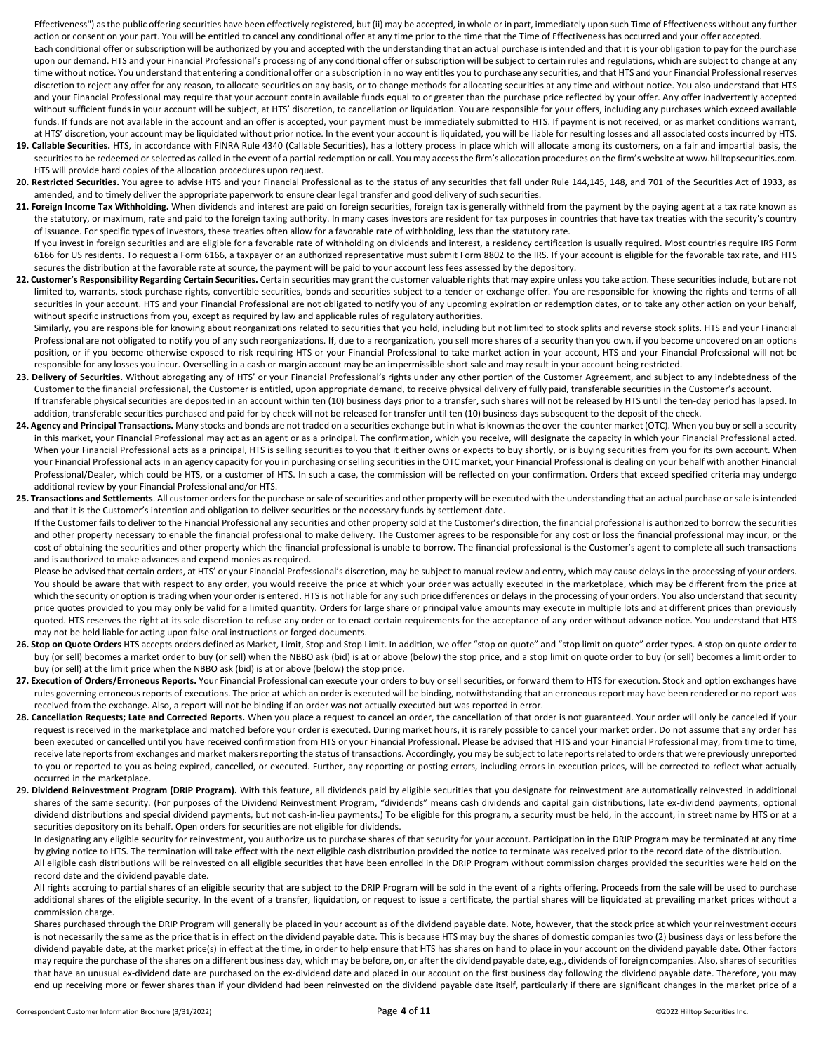Effectiveness") as the public offering securities have been effectively registered, but (ii) may be accepted, in whole or in part, immediately upon such Time of Effectiveness without any further action or consent on your part. You will be entitled to cancel any conditional offer at any time prior to the time that the Time of Effectiveness has occurred and your offer accepted.

Each conditional offer or subscription will be authorized by you and accepted with the understanding that an actual purchase is intended and that it is your obligation to pay for the purchase upon our demand. HTS and your Financial Professional's processing of any conditional offer or subscription will be subject to certain rules and regulations, which are subject to change at any time without notice. You understand that entering a conditional offer or a subscription in no way entitles you to purchase any securities, and that HTS and your Financial Professional reserves discretion to reject any offer for any reason, to allocate securities on any basis, or to change methods for allocating securities at any time and without notice. You also understand that HTS and your Financial Professional may require that your account contain available funds equal to or greater than the purchase price reflected by your offer. Any offer inadvertently accepted without sufficient funds in your account will be subject, at HTS' discretion, to cancellation or liquidation. You are responsible for your offers, including any purchases which exceed available funds. If funds are not available in the account and an offer is accepted, your payment must be immediately submitted to HTS. If payment is not received, or as market conditions warrant, at HTS' discretion, your account may be liquidated without prior notice. In the event your account is liquidated, you will be liable for resulting losses and all associated costs incurred by HTS.

19. **Callable Securities.** HTS, in accordance with FINRA Rule 4340 (Callable Securities), has a lottery process in place which will allocate among its customers, on a fair and impartial basis, the securities to be redeemed or selected as called in the event of a partial redemption or call. You may access the firm's allocation procedures on the firm's website at www.hilltopsecurities.com. HTS will provide hard copies of the allocation procedures upon request.

20. **Restricted Securities.** You agree to advise HTS and your Financial Professional as to the status of any securities that fall under Rule 144,145, 148, and 701 of the Securities Act of 1933, as amended, and to timely deliver the appropriate paperwork to ensure clear legal transfer and good delivery of such securities.

21. **Foreign Income Tax Withholding.** When dividends and interest are paid on foreign securities, foreign tax is generally withheld from the payment by the paying agent at a tax rate known as the statutory, or maximum, rate and paid to the foreign taxing authority. In many cases investors are resident for tax purposes in countries that have tax treaties with the security's country of issuance. For specific types of investors, these treaties often allow for a favorable rate of withholding, less than the statutory rate.

    If you invest in foreign securities and are eligible for a favorable rate of withholding on dividends and interest, a residency certification is usually required. Most countries require IRS Form 6166 for US residents. To request a Form 6166, a taxpayer or an authorized representative must submit Form 8802 to the IRS. If your account is eligible for the favorable tax rate, and HTS secures the distribution at the favorable rate at source, the payment will be paid to your account less fees assessed by the depository.

22. **Customer's Responsibility Regarding Certain Securities.** Certain securities may grant the customer valuable rights that may expire unless you take action. These securities include, but are not limited to, warrants, stock purchase rights, convertible securities, bonds and securities subject to a tender or exchange offer. You are responsible for knowing the rights and terms of all securities in your account. HTS and your Financial Professional are not obligated to notify you of any upcoming expiration or redemption dates, or to take any other action on your behalf, without specific instructions from you, except as required by law and applicable rules of regulatory authorities.

    Similarly, you are responsible for knowing about reorganizations related to securities that you hold, including but not limited to stock splits and reverse stock splits. HTS and your Financial Professional are not obligated to notify you of any such reorganizations. If, due to a reorganization, you sell more shares of a security than you own, if you become uncovered on an options position, or if you become otherwise exposed to risk requiring HTS or your Financial Professional to take market action in your account, HTS and your Financial Professional will not be responsible for any losses you incur. Overselling in a cash or margin account may be an impermissible short sale and may result in your account being restricted.

23. **Delivery of Securities.** Without abrogating any of HTS' or your Financial Professional's rights under any other portion of the Customer Agreement, and subject to any indebtedness of the Customer to the financial professional, the Customer is entitled, upon appropriate demand, to receive physical delivery of fully paid, transferable securities in the Customer's account.

    If transferable physical securities are deposited in an account within ten (10) business days prior to a transfer, such shares will not be released by HTS until the ten-day period has lapsed. In addition, transferable securities purchased and paid for by check will not be released for transfer until ten (10) business days subsequent to the deposit of the check.

24. **Agency and Principal Transactions.** Many stocks and bonds are not traded on a securities exchange but in what is known as the over-the-counter market (OTC). When you buy or sell a security in this market, your Financial Professional may act as an agent or as a principal. The confirmation, which you receive, will designate the capacity in which your Financial Professional acted. When your Financial Professional acts as a principal, HTS is selling securities to you that it either owns or expects to buy shortly, or is buying securities from you for its own account. When your Financial Professional acts in an agency capacity for you in purchasing or selling securities in the OTC market, your Financial Professional is dealing on your behalf with another Financial Professional/Dealer, which could be HTS, or a customer of HTS. In such a case, the commission will be reflected on your confirmation. Orders that exceed specified criteria may undergo additional review by your Financial Professional and/or HTS.

25. **Transactions and Settlements**. All customer orders for the purchase or sale of securities and other property will be executed with the understanding that an actual purchase or sale is intended and that it is the Customer's intention and obligation to deliver securities or the necessary funds by settlement date.

    If the Customer fails to deliver to the Financial Professional any securities and other property sold at the Customer's direction, the financial professional is authorized to borrow the securities and other property necessary to enable the financial professional to make delivery. The Customer agrees to be responsible for any cost or loss the financial professional may incur, or the cost of obtaining the securities and other property which the financial professional is unable to borrow. The financial professional is the Customer's agent to complete all such transactions and is authorized to make advances and expend monies as required.

    Please be advised that certain orders, at HTS' or your Financial Professional's discretion, may be subject to manual review and entry, which may cause delays in the processing of your orders. You should be aware that with respect to any order, you would receive the price at which your order was actually executed in the marketplace, which may be different from the price at which the security or option is trading when your order is entered. HTS is not liable for any such price differences or delays in the processing of your orders. You also understand that security price quotes provided to you may only be valid for a limited quantity. Orders for large share or principal value amounts may execute in multiple lots and at different prices than previously quoted. HTS reserves the right at its sole discretion to refuse any order or to enact certain requirements for the acceptance of any order without advance notice. You understand that HTS may not be held liable for acting upon false oral instructions or forged documents.

26. **Stop on Quote Orders** HTS accepts orders defined as Market, Limit, Stop and Stop Limit. In addition, we offer "stop on quote" and "stop limit on quote" order types. A stop on quote order to buy (or sell) becomes a market order to buy (or sell) when the NBBO ask (bid) is at or above (below) the stop price, and a stop limit on quote order to buy (or sell) becomes a limit order to buy (or sell) at the limit price when the NBBO ask (bid) is at or above (below) the stop price.

27. **Execution of Orders/Erroneous Reports.** Your Financial Professional can execute your orders to buy or sell securities, or forward them to HTS for execution. Stock and option exchanges have rules governing erroneous reports of executions. The price at which an order is executed will be binding, notwithstanding that an erroneous report may have been rendered or no report was received from the exchange. Also, a report will not be binding if an order was not actually executed but was reported in error.

28. **Cancellation Requests; Late and Corrected Reports.** When you place a request to cancel an order, the cancellation of that order is not guaranteed. Your order will only be canceled if your request is received in the marketplace and matched before your order is executed. During market hours, it is rarely possible to cancel your market order. Do not assume that any order has been executed or cancelled until you have received confirmation from HTS or your Financial Professional. Please be advised that HTS and your Financial Professional may, from time to time, receive late reports from exchanges and market makers reporting the status of transactions. Accordingly, you may be subject to late reports related to orders that were previously unreported to you or reported to you as being expired, cancelled, or executed. Further, any reporting or posting errors, including errors in execution prices, will be corrected to reflect what actually occurred in the marketplace.

29. **Dividend Reinvestment Program (DRIP Program).** With this feature, all dividends paid by eligible securities that you designate for reinvestment are automatically reinvested in additional shares of the same security. (For purposes of the Dividend Reinvestment Program, "dividends" means cash dividends and capital gain distributions, late ex-dividend payments, optional dividend distributions and special dividend payments, but not cash-in-lieu payments.) To be eligible for this program, a security must be held, in the account, in street name by HTS or at a securities depository on its behalf. Open orders for securities are not eligible for dividends.

    In designating any eligible security for reinvestment, you authorize us to purchase shares of that security for your account. Participation in the DRIP Program may be terminated at any time by giving notice to HTS. The termination will take effect with the next eligible cash distribution provided the notice to terminate was received prior to the record date of the distribution.

    All eligible cash distributions will be reinvested on all eligible securities that have been enrolled in the DRIP Program without commission charges provided the securities were held on the record date and the dividend payable date.

    All rights accruing to partial shares of an eligible security that are subject to the DRIP Program will be sold in the event of a rights offering. Proceeds from the sale will be used to purchase additional shares of the eligible security. In the event of a transfer, liquidation, or request to issue a certificate, the partial shares will be liquidated at prevailing market prices without a commission charge.

    Shares purchased through the DRIP Program will generally be placed in your account as of the dividend payable date. Note, however, that the stock price at which your reinvestment occurs is not necessarily the same as the price that is in effect on the dividend payable date. This is because HTS may buy the shares of domestic companies two (2) business days or less before the dividend payable date, at the market price(s) in effect at the time, in order to help ensure that HTS has shares on hand to place in your account on the dividend payable date. Other factors may require the purchase of the shares on a different business day, which may be before, on, or after the dividend payable date, e.g., dividends of foreign companies. Also, shares of securities that have an unusual ex-dividend date are purchased on the ex-dividend date and placed in our account on the first business day following the dividend payable date. Therefore, you may end up receiving more or fewer shares than if your dividend had been reinvested on the dividend payable date itself, particularly if there are significant changes in the market price of a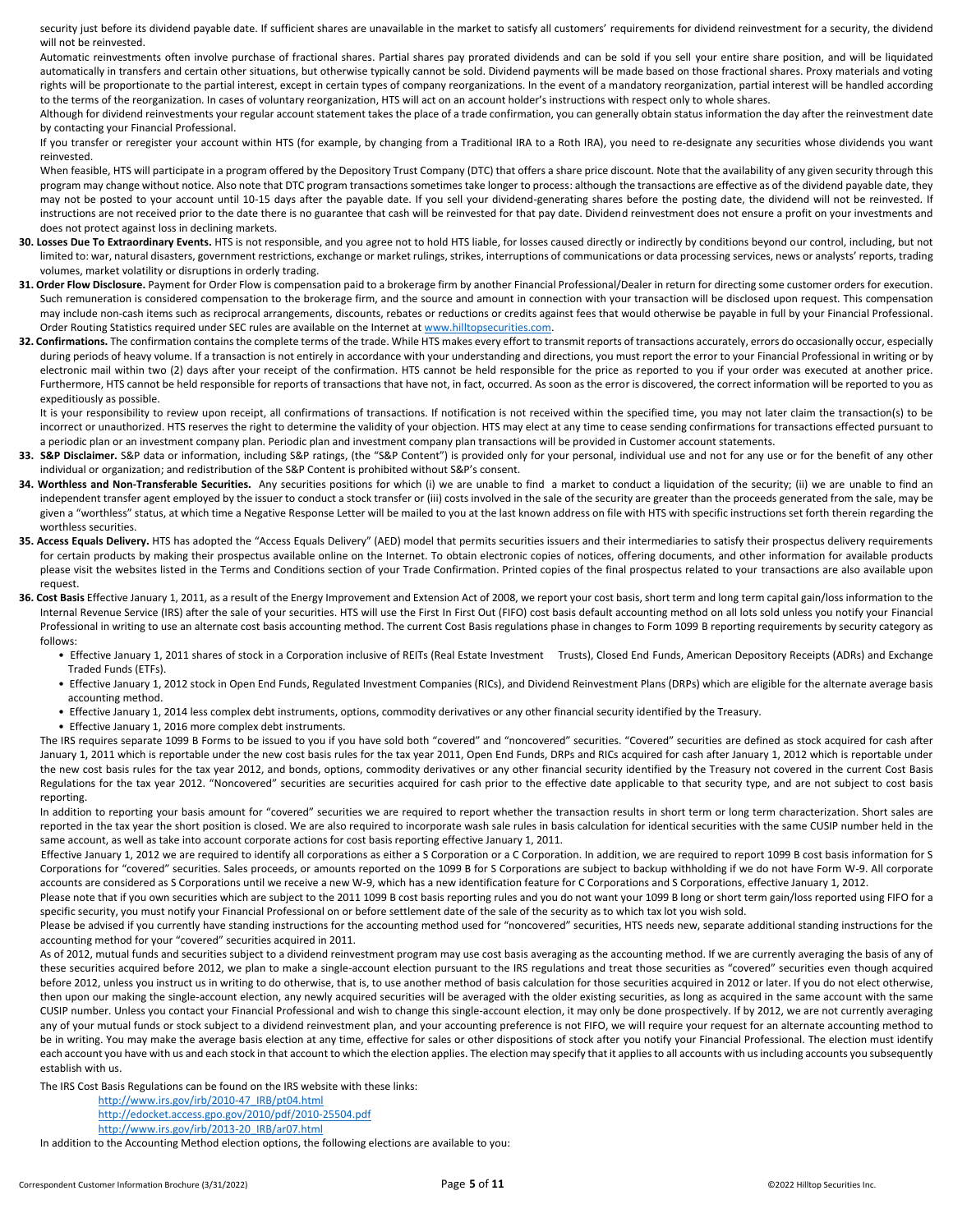security just before its dividend payable date. If sufficient shares are unavailable in the market to satisfy all customers' requirements for dividend reinvestment for a security, the dividend will not be reinvested.

Automatic reinvestments often involve purchase of fractional shares. Partial shares pay prorated dividends and can be sold if you sell your entire share position, and will be liquidated automatically in transfers and certain other situations, but otherwise typically cannot be sold. Dividend payments will be made based on those fractional shares. Proxy materials and voting rights will be proportionate to the partial interest, except in certain types of company reorganizations. In the event of a mandatory reorganization, partial interest will be handled according to the terms of the reorganization. In cases of voluntary reorganization, HTS will act on an account holder's instructions with respect only to whole shares.

Although for dividend reinvestments your regular account statement takes the place of a trade confirmation, you can generally obtain status information the day after the reinvestment date by contacting your Financial Professional.

If you transfer or reregister your account within HTS (for example, by changing from a Traditional IRA to a Roth IRA), you need to re-designate any securities whose dividends you want reinvested.

When feasible, HTS will participate in a program offered by the Depository Trust Company (DTC) that offers a share price discount. Note that the availability of any given security through this program may change without notice. Also note that DTC program transactions sometimes take longer to process: although the transactions are effective as of the dividend payable date, they may not be posted to your account until 10-15 days after the payable date. If you sell your dividend-generating shares before the posting date, the dividend will not be reinvested. If instructions are not received prior to the date there is no guarantee that cash will be reinvested for that pay date. Dividend reinvestment does not ensure a profit on your investments and does not protect against loss in declining markets.

30. **Losses Due To Extraordinary Events.** HTS is not responsible, and you agree not to hold HTS liable, for losses caused directly or indirectly by conditions beyond our control, including, but not limited to: war, natural disasters, government restrictions, exchange or market rulings, strikes, interruptions of communications or data processing services, news or analysts' reports, trading volumes, market volatility or disruptions in orderly trading.

31. **Order Flow Disclosure.** Payment for Order Flow is compensation paid to a brokerage firm by another Financial Professional/Dealer in return for directing some customer orders for execution. Such remuneration is considered compensation to the brokerage firm, and the source and amount in connection with your transaction will be disclosed upon request. This compensation may include non-cash items such as reciprocal arrangements, discounts, rebates or reductions or credits against fees that would otherwise be payable in full by your Financial Professional. Order Routing Statistics required under SEC rules are available on the Internet at www.hilltopsecurities.com.

32. **Confirmations.** The confirmation contains the complete terms of the trade. While HTS makes every effort to transmit reports of transactions accurately, errors do occasionally occur, especially during periods of heavy volume. If a transaction is not entirely in accordance with your understanding and directions, you must report the error to your Financial Professional in writing or by electronic mail within two (2) days after your receipt of the confirmation. HTS cannot be held responsible for the price as reported to you if your order was executed at another price. Furthermore, HTS cannot be held responsible for reports of transactions that have not, in fact, occurred. As soon as the error is discovered, the correct information will be reported to you as expeditiously as possible.

    It is your responsibility to review upon receipt, all confirmations of transactions. If notification is not received within the specified time, you may not later claim the transaction(s) to be incorrect or unauthorized. HTS reserves the right to determine the validity of your objection. HTS may elect at any time to cease sending confirmations for transactions effected pursuant to a periodic plan or an investment company plan. Periodic plan and investment company plan transactions will be provided in Customer account statements.

33. **S&P Disclaimer.** S&P data or information, including S&P ratings, (the "S&P Content") is provided only for your personal, individual use and not for any use or for the benefit of any other individual or organization; and redistribution of the S&P Content is prohibited without S&P's consent.

34. **Worthless and Non-Transferable Securities.** Any securities positions for which (i) we are unable to find a market to conduct a liquidation of the security; (ii) we are unable to find an independent transfer agent employed by the issuer to conduct a stock transfer or (iii) costs involved in the sale of the security are greater than the proceeds generated from the sale, may be given a "worthless" status, at which time a Negative Response Letter will be mailed to you at the last known address on file with HTS with specific instructions set forth therein regarding the worthless securities.

35. **Access Equals Delivery.** HTS has adopted the "Access Equals Delivery" (AED) model that permits securities issuers and their intermediaries to satisfy their prospectus delivery requirements for certain products by making their prospectus available online on the Internet. To obtain electronic copies of notices, offering documents, and other information for available products please visit the websites listed in the Terms and Conditions section of your Trade Confirmation. Printed copies of the final prospectus related to your transactions are also available upon request.

36. **Cost Basis** Effective January 1, 2011, as a result of the Energy Improvement and Extension Act of 2008, we report your cost basis, short term and long term capital gain/loss information to the Internal Revenue Service (IRS) after the sale of your securities. HTS will use the First In First Out (FIFO) cost basis default accounting method on all lots sold unless you notify your Financial Professional in writing to use an alternate cost basis accounting method. The current Cost Basis regulations phase in changes to Form 1099 B reporting requirements by security category as follows:

    - Effective January 1, 2011 shares of stock in a Corporation inclusive of REITs (Real Estate Investment Trusts), Closed End Funds, American Depository Receipts (ADRs) and Exchange Traded Funds (ETFs).
    - Effective January 1, 2012 stock in Open End Funds, Regulated Investment Companies (RICs), and Dividend Reinvestment Plans (DRPs) which are eligible for the alternate average basis accounting method.
    - Effective January 1, 2014 less complex debt instruments, options, commodity derivatives or any other financial security identified by the Treasury.
    - Effective January 1, 2016 more complex debt instruments.

    The IRS requires separate 1099 B Forms to be issued to you if you have sold both "covered" and "noncovered" securities. "Covered" securities are defined as stock acquired for cash after January 1, 2011 which is reportable under the new cost basis rules for the tax year 2011, Open End Funds, DRPs and RICs acquired for cash after January 1, 2012 which is reportable under the new cost basis rules for the tax year 2012, and bonds, options, commodity derivatives or any other financial security identified by the Treasury not covered in the current Cost Basis Regulations for the tax year 2012. "Noncovered" securities are securities acquired for cash prior to the effective date applicable to that security type, and are not subject to cost basis reporting.

    In addition to reporting your basis amount for "covered" securities we are required to report whether the transaction results in short term or long term characterization. Short sales are reported in the tax year the short position is closed. We are also required to incorporate wash sale rules in basis calculation for identical securities with the same CUSIP number held in the same account, as well as take into account corporate actions for cost basis reporting effective January 1, 2011.

    Effective January 1, 2012 we are required to identify all corporations as either a S Corporation or a C Corporation. In addition, we are required to report 1099 B cost basis information for S Corporations for "covered" securities. Sales proceeds, or amounts reported on the 1099 B for S Corporations are subject to backup withholding if we do not have Form W-9. All corporate accounts are considered as S Corporations until we receive a new W-9, which has a new identification feature for C Corporations and S Corporations, effective January 1, 2012.

    Please note that if you own securities which are subject to the 2011 1099 B cost basis reporting rules and you do not want your 1099 B long or short term gain/loss reported using FIFO for a specific security, you must notify your Financial Professional on or before settlement date of the sale of the security as to which tax lot you wish sold.

    Please be advised if you currently have standing instructions for the accounting method used for "noncovered" securities, HTS needs new, separate additional standing instructions for the accounting method for your "covered" securities acquired in 2011.

    As of 2012, mutual funds and securities subject to a dividend reinvestment program may use cost basis averaging as the accounting method. If we are currently averaging the basis of any of these securities acquired before 2012, we plan to make a single-account election pursuant to the IRS regulations and treat those securities as "covered" securities even though acquired before 2012, unless you instruct us in writing to do otherwise, that is, to use another method of basis calculation for those securities acquired in 2012 or later. If you do not elect otherwise, then upon our making the single-account election, any newly acquired securities will be averaged with the older existing securities, as long as acquired in the same account with the same CUSIP number. Unless you contact your Financial Professional and wish to change this single-account election, it may only be done prospectively. If by 2012, we are not currently averaging any of your mutual funds or stock subject to a dividend reinvestment plan, and your accounting preference is not FIFO, we will require your request for an alternate accounting method to be in writing. You may make the average basis election at any time, effective for sales or other dispositions of stock after you notify your Financial Professional. The election must identify each account you have with us and each stock in that account to which the election applies. The election may specify that it applies to all accounts with us including accounts you subsequently establish with us.

    The IRS Cost Basis Regulations can be found on the IRS website with these links:

    http://www.irs.gov/irb/2010-47_IRB/pt04.html
    http://edocket.access.gpo.gov/2010/pdf/2010-25504.pdf
    http://www.irs.gov/irb/2013-20_IRB/ar07.html

    In addition to the Accounting Method election options, the following elections are available to you: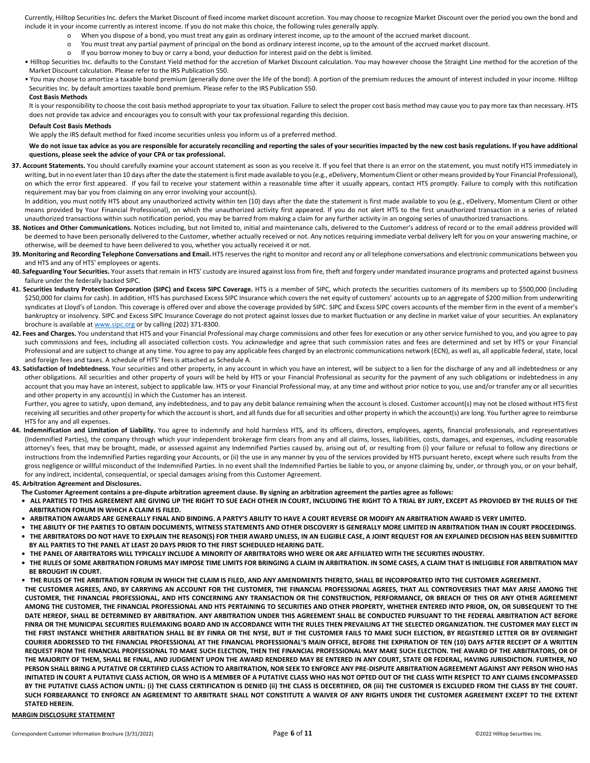Currently, Hilltop Securities Inc. defers the Market Discount of fixed income market discount accretion. You may choose to recognize Market Discount over the period you own the bond and include it in your income currently as interest income. If you do not make this choice, the following rules generally apply.

- When you dispose of a bond, you must treat any gain as ordinary interest income, up to the amount of the accrued market discount.
- You must treat any partial payment of principal on the bond as ordinary interest income, up to the amount of the accrued market discount.
- If you borrow money to buy or carry a bond, your deduction for interest paid on the debt is limited.

- Hilltop Securities Inc. defaults to the Constant Yield method for the accretion of Market Discount calculation. You may however choose the Straight Line method for the accretion of the Market Discount calculation. Please refer to the IRS Publication 550.
- You may choose to amortize a taxable bond premium (generally done over the life of the bond). A portion of the premium reduces the amount of interest included in your income. Hilltop Securities Inc. by default amortizes taxable bond premium. Please refer to the IRS Publication 550.

**Cost Basis Methods**

It is your responsibility to choose the cost basis method appropriate to your tax situation. Failure to select the proper cost basis method may cause you to pay more tax than necessary. HTS does not provide tax advice and encourages you to consult with your tax professional regarding this decision.

**Default Cost Basis Methods**

We apply the IRS default method for fixed income securities unless you inform us of a preferred method.

**We do not issue tax advice as you are responsible for accurately reconciling and reporting the sales of your securities impacted by the new cost basis regulations. If you have additional questions, please seek the advice of your CPA or tax professional.**

**37. Account Statements.** You should carefully examine your account statement as soon as you receive it. If you feel that there is an error on the statement, you must notify HTS immediately in writing, but in no event later than 10 days after the date the statement is first made available to you (e.g., eDelivery, Momentum Client or other means provided by Your Financial Professional), on which the error first appeared. If you fail to receive your statement within a reasonable time after it usually appears, contact HTS promptly. Failure to comply with this notification requirement may bar you from claiming on any error involving your account(s).

In addition, you must notify HTS about any unauthorized activity within ten (10) days after the date the statement is first made available to you (e.g., eDelivery, Momentum Client or other means provided by Your Financial Professional), on which the unauthorized activity first appeared. If you do not alert HTS to the first unauthorized transaction in a series of related unauthorized transactions within such notification period, you may be barred from making a claim for any further activity in an ongoing series of unauthorized transactions.

**38. Notices and Other Communications.** Notices including, but not limited to, initial and maintenance calls, delivered to the Customer's address of record or to the email address provided will be deemed to have been personally delivered to the Customer, whether actually received or not. Any notices requiring immediate verbal delivery left for you on your answering machine, or otherwise, will be deemed to have been delivered to you, whether you actually received it or not.

**39. Monitoring and Recording Telephone Conversations and Email.** HTS reserves the right to monitor and record any or all telephone conversations and electronic communications between you and HTS and any of HTS' employees or agents.

**40. Safeguarding Your Securities.** Your assets that remain in HTS' custody are insured against loss from fire, theft and forgery under mandated insurance programs and protected against business failure under the federally backed SIPC.

**41. Securities Industry Protection Corporation (SIPC) and Excess SIPC Coverage.** HTS is a member of SIPC, which protects the securities customers of its members up to $500,000 (including $250,000 for claims for cash). In addition, HTS has purchased Excess SIPC Insurance which covers the net equity of customers' accounts up to an aggregate of $200 million from underwriting syndicates at Lloyd's of London. This coverage is offered over and above the coverage provided by SIPC. SIPC and Excess SIPC covers accounts of the member firm in the event of a member's bankruptcy or insolvency. SIPC and Excess SIPC Insurance Coverage do not protect against losses due to market fluctuation or any decline in market value of your securities. An explanatory brochure is available at www.sipc.org or by calling (202) 371-8300.

**42. Fees and Charges.** You understand that HTS and your Financial Professional may charge commissions and other fees for execution or any other service furnished to you, and you agree to pay such commissions and fees, including all associated collection costs. You acknowledge and agree that such commission rates and fees are determined and set by HTS or your Financial Professional and are subject to change at any time. You agree to pay any applicable fees charged by an electronic communications network (ECN), as well as, all applicable federal, state, local and foreign fees and taxes. A schedule of HTS' fees is attached as Schedule A.

**43. Satisfaction of Indebtedness.** Your securities and other property, in any account in which you have an interest, will be subject to a lien for the discharge of any and all indebtedness or any other obligations. All securities and other property of yours will be held by HTS or your Financial Professional as security for the payment of any such obligations or indebtedness in any account that you may have an interest, subject to applicable law. HTS or your Financial Professional may, at any time and without prior notice to you, use and/or transfer any or all securities and other property in any account(s) in which the Customer has an interest.

Further, you agree to satisfy, upon demand, any indebtedness, and to pay any debit balance remaining when the account is closed. Customer account(s) may not be closed without HTS first receiving all securities and other property for which the account is short, and all funds due for all securities and other property in which the account(s) are long. You further agree to reimburse HTS for any and all expenses.

**44. Indemnification and Limitation of Liability.** You agree to indemnify and hold harmless HTS, and its officers, directors, employees, agents, financial professionals, and representatives (Indemnified Parties), the company through which your independent brokerage firm clears from any and all claims, losses, liabilities, costs, damages, and expenses, including reasonable attorney's fees, that may be brought, made, or assessed against any Indemnified Parties caused by, arising out of, or resulting from (i) your failure or refusal to follow any directions or instructions from the Indemnified Parties regarding your Accounts, or (ii) the use in any manner by you of the services provided by HTS pursuant hereto, except where such results from the gross negligence or willful misconduct of the Indemnified Parties. In no event shall the Indemnified Parties be liable to you, or anyone claiming by, under, or through you, or on your behalf, for any indirect, incidental, consequential, or special damages arising from this Customer Agreement.

**45. Arbitration Agreement and Disclosures.**

**The Customer Agreement contains a pre-dispute arbitration agreement clause. By signing an arbitration agreement the parties agree as follows:**

- **ALL PARTIES TO THIS AGREEMENT ARE GIVING UP THE RIGHT TO SUE EACH OTHER IN COURT, INCLUDING THE RIGHT TO A TRIAL BY JURY, EXCEPT AS PROVIDED BY THE RULES OF THE ARBITRATION FORUM IN WHICH A CLAIM IS FILED.**
- **ARBITRATION AWARDS ARE GENERALLY FINAL AND BINDING. A PARTY'S ABILITY TO HAVE A COURT REVERSE OR MODIFY AN ARBITRATION AWARD IS VERY LIMITED.**
- **THE ABILITY OF THE PARTIES TO OBTAIN DOCUMENTS, WITNESS STATEMENTS AND OTHER DISCOVERY IS GENERALLY MORE LIMITED IN ARBITRATION THAN IN COURT PROCEEDINGS.**
- **THE ARBITRATORS DO NOT HAVE TO EXPLAIN THE REASON(S) FOR THEIR AWARD UNLESS, IN AN ELIGIBLE CASE, A JOINT REQUEST FOR AN EXPLAINED DECISION HAS BEEN SUBMITTED BY ALL PARTIES TO THE PANEL AT LEAST 20 DAYS PRIOR TO THE FIRST SCHEDULED HEARING DATE.**
- **THE PANEL OF ARBITRATORS WILL TYPICALLY INCLUDE A MINORITY OF ARBITRATORS WHO WERE OR ARE AFFILIATED WITH THE SECURITIES INDUSTRY.**
- **THE RULES OF SOME ARBITRATION FORUMS MAY IMPOSE TIME LIMITS FOR BRINGING A CLAIM IN ARBITRATION. IN SOME CASES, A CLAIM THAT IS INELIGIBLE FOR ARBITRATION MAY BE BROUGHT IN COURT.**
- **THE RULES OF THE ARBITRATION FORUM IN WHICH THE CLAIM IS FILED, AND ANY AMENDMENTS THERETO, SHALL BE INCORPORATED INTO THE CUSTOMER AGREEMENT.**

**THE CUSTOMER AGREES, AND, BY CARRYING AN ACCOUNT FOR THE CUSTOMER, THE FINANCIAL PROFESSIONAL AGREES, THAT ALL CONTROVERSIES THAT MAY ARISE AMONG THE CUSTOMER, THE FINANCIAL PROFESSIONAL, AND HTS CONCERNING ANY TRANSACTION OR THE CONSTRUCTION, PERFORMANCE, OR BREACH OF THIS OR ANY OTHER AGREEMENT AMONG THE CUSTOMER, THE FINANCIAL PROFESSIONAL AND HTS PERTAINING TO SECURITIES AND OTHER PROPERTY, WHETHER ENTERED INTO PRIOR, ON, OR SUBSEQUENT TO THE DATE HEREOF, SHALL BE DETERMINED BY ARBITRATION. ANY ARBITRATION UNDER THIS AGREEMENT SHALL BE CONDUCTED PURSUANT TO THE FEDERAL ARBITRATION ACT BEFORE FINRA OR THE MUNICIPAL SECURITIES RULEMAKING BOARD AND IN ACCORDANCE WITH THE RULES THEN PREVAILING AT THE SELECTED ORGANIZATION. THE CUSTOMER MAY ELECT IN THE FIRST INSTANCE WHETHER ARBITRATION SHALL BE BY FINRA OR THE NYSE, BUT IF THE CUSTOMER FAILS TO MAKE SUCH ELECTION, BY REGISTERED LETTER OR BY OVERNIGHT COURIER ADDRESSED TO THE FINANCIAL PROFESSIONAL AT THE FINANCIAL PROFESSIONAL'S MAIN OFFICE, BEFORE THE EXPIRATION OF TEN (10) DAYS AFTER RECEIPT OF A WRITTEN REQUEST FROM THE FINANCIAL PROFESSIONAL TO MAKE SUCH ELECTION, THEN THE FINANCIAL PROFESSIONAL MAY MAKE SUCH ELECTION. THE AWARD OF THE ARBITRATORS, OR OF THE MAJORITY OF THEM, SHALL BE FINAL, AND JUDGMENT UPON THE AWARD RENDERED MAY BE ENTERED IN ANY COURT, STATE OR FEDERAL, HAVING JURISDICTION. FURTHER, NO PERSON SHALL BRING A PUTATIVE OR CERTIFIED CLASS ACTION TO ARBITRATION, NOR SEEK TO ENFORCE ANY PRE-DISPUTE ARBITRATION AGREEMENT AGAINST ANY PERSON WHO HAS INITIATED IN COURT A PUTATIVE CLASS ACTION, OR WHO IS A MEMBER OF A PUTATIVE CLASS WHO HAS NOT OPTED OUT OF THE CLASS WITH RESPECT TO ANY CLAIMS ENCOMPASSED BY THE PUTATIVE CLASS ACTION UNTIL: (I) THE CLASS CERTIFICATION IS DENIED (II) THE CLASS IS DECERTIFIED, OR (III) THE CUSTOMER IS EXCLUDED FROM THE CLASS BY THE COURT. SUCH FORBEARANCE TO ENFORCE AN AGREEMENT TO ARBITRATE SHALL NOT CONSTITUTE A WAIVER OF ANY RIGHTS UNDER THE CUSTOMER AGREEMENT EXCEPT TO THE EXTENT STATED HEREIN.**

**MARGIN DISCLOSURE STATEMENT**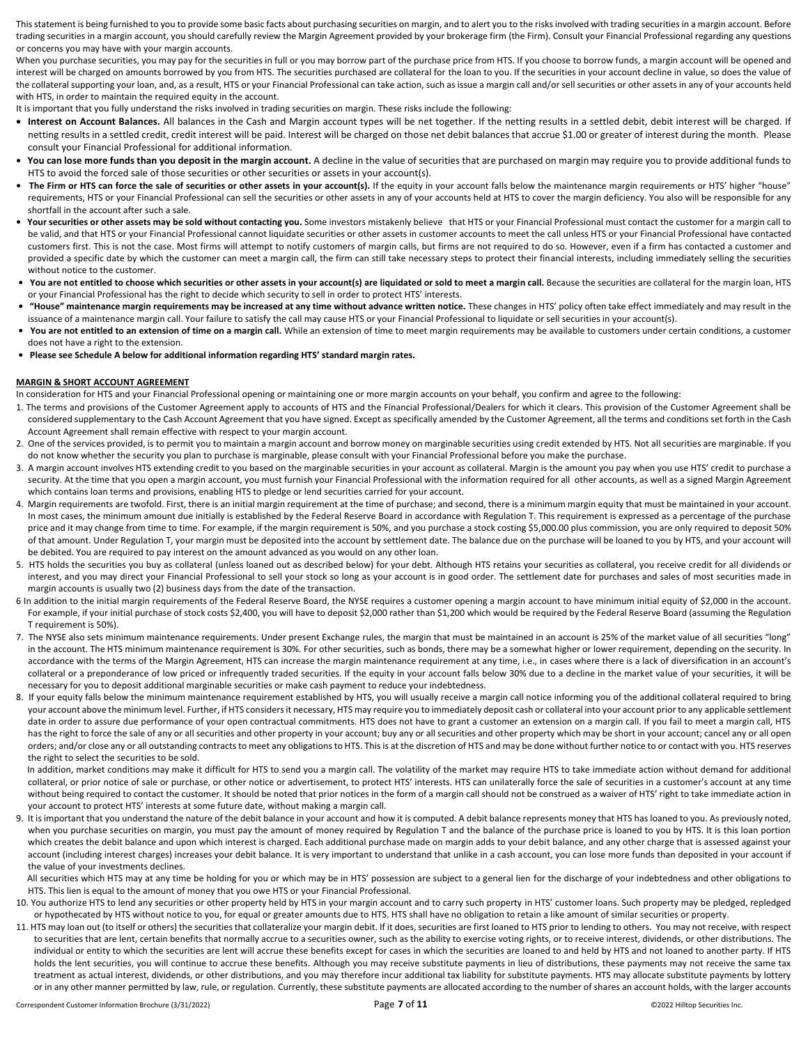This statement is being furnished to you to provide some basic facts about purchasing securities on margin, and to alert you to the risks involved with trading securities in a margin account. Before trading securities in a margin account, you should carefully review the Margin Agreement provided by your brokerage firm (the Firm). Consult your Financial Professional regarding any questions or concerns you may have with your margin accounts.

When you purchase securities, you may pay for the securities in full or you may borrow part of the purchase price from HTS. If you choose to borrow funds, a margin account will be opened and interest will be charged on amounts borrowed by you from HTS. The securities purchased are collateral for the loan to you. If the securities in your account decline in value, so does the value of the collateral supporting your loan, and, as a result, HTS or your Financial Professional can take action, such as issue a margin call and/or sell securities or other assets in any of your accounts held with HTS, in order to maintain the required equity in the account.

It is important that you fully understand the risks involved in trading securities on margin. These risks include the following:

- **Interest on Account Balances.** All balances in the Cash and Margin account types will be net together. If the netting results in a settled debit, debit interest will be charged. If netting results in a settled credit, credit interest will be paid. Interest will be charged on those net debit balances that accrue $1.00 or greater of interest during the month. Please consult your Financial Professional for additional information.
- **You can lose more funds than you deposit in the margin account.** A decline in the value of securities that are purchased on margin may require you to provide additional funds to HTS to avoid the forced sale of those securities or other securities or assets in your account(s).
- **The Firm or HTS can force the sale of securities or other assets in your account(s).** If the equity in your account falls below the maintenance margin requirements or HTS' higher "house" requirements, HTS or your Financial Professional can sell the securities or other assets in any of your accounts held at HTS to cover the margin deficiency. You also will be responsible for any shortfall in the account after such a sale.
- **Your securities or other assets may be sold without contacting you.** Some investors mistakenly believe that HTS or your Financial Professional must contact the customer for a margin call to be valid, and that HTS or your Financial Professional cannot liquidate securities or other assets in customer accounts to meet the call unless HTS or your Financial Professional have contacted customers first. This is not the case. Most firms will attempt to notify customers of margin calls, but firms are not required to do so. However, even if a firm has contacted a customer and provided a specific date by which the customer can meet a margin call, the firm can still take necessary steps to protect their financial interests, including immediately selling the securities without notice to the customer.
- **You are not entitled to choose which securities or other assets in your account(s) are liquidated or sold to meet a margin call.** Because the securities are collateral for the margin loan, HTS or your Financial Professional has the right to decide which security to sell in order to protect HTS' interests.
- **"House" maintenance margin requirements may be increased at any time without advance written notice.** These changes in HTS' policy often take effect immediately and may result in the issuance of a maintenance margin call. Your failure to satisfy the call may cause HTS or your Financial Professional to liquidate or sell securities in your account(s).
- **You are not entitled to an extension of time on a margin call.** While an extension of time to meet margin requirements may be available to customers under certain conditions, a customer does not have a right to the extension.
- **Please see Schedule A below for additional information regarding HTS' standard margin rates.**

## MARGIN & SHORT ACCOUNT AGREEMENT

In consideration for HTS and your Financial Professional opening or maintaining one or more margin accounts on your behalf, you confirm and agree to the following:

1. The terms and provisions of the Customer Agreement apply to accounts of HTS and the Financial Professional/Dealers for which it clears. This provision of the Customer Agreement shall be considered supplementary to the Cash Account Agreement that you have signed. Except as specifically amended by the Customer Agreement, all the terms and conditions set forth in the Cash Account Agreement shall remain effective with respect to your margin account.
2. One of the services provided, is to permit you to maintain a margin account and borrow money on marginable securities using credit extended by HTS. Not all securities are marginable. If you do not know whether the security you plan to purchase is marginable, please consult with your Financial Professional before you make the purchase.
3. A margin account involves HTS extending credit to you based on the marginable securities in your account as collateral. Margin is the amount you pay when you use HTS' credit to purchase a security. At the time that you open a margin account, you must furnish your Financial Professional with the information required for all other accounts, as well as a signed Margin Agreement which contains loan terms and provisions, enabling HTS to pledge or lend securities carried for your account.
4. Margin requirements are twofold. First, there is an initial margin requirement at the time of purchase; and second, there is a minimum margin equity that must be maintained in your account. In most cases, the minimum amount due initially is established by the Federal Reserve Board in accordance with Regulation T. This requirement is expressed as a percentage of the purchase price and it may change from time to time. For example, if the margin requirement is 50%, and you purchase a stock costing $5,000.00 plus commission, you are only required to deposit 50% of that amount. Under Regulation T, your margin must be deposited into the account by settlement date. The balance due on the purchase will be loaned to you by HTS, and your account will be debited. You are required to pay interest on the amount advanced as you would on any other loan.
5. HTS holds the securities you buy as collateral (unless loaned out as described below) for your debt. Although HTS retains your securities as collateral, you receive credit for all dividends or interest, and you may direct your Financial Professional to sell your stock so long as your account is in good order. The settlement date for purchases and sales of most securities made in margin accounts is usually two (2) business days from the date of the transaction.
6. In addition to the initial margin requirements of the Federal Reserve Board, the NYSE requires a customer opening a margin account to have minimum initial equity of $2,000 in the account. For example, if your initial purchase of stock costs $2,400, you will have to deposit $2,000 rather than $1,200 which would be required by the Federal Reserve Board (assuming the Regulation T requirement is 50%).
7. The NYSE also sets minimum maintenance requirements. Under present Exchange rules, the margin that must be maintained in an account is 25% of the market value of all securities "long" in the account. The HTS minimum maintenance requirement is 30%. For other securities, such as bonds, there may be a somewhat higher or lower requirement, depending on the security. In accordance with the terms of the Margin Agreement, HTS can increase the margin maintenance requirement at any time, i.e., in cases where there is a lack of diversification in an account's collateral or a preponderance of low priced or infrequently traded securities. If the equity in your account falls below 30% due to a decline in the market value of your securities, it will be necessary for you to deposit additional marginable securities or make cash payment to reduce your indebtedness.
8. If your equity falls below the minimum maintenance requirement established by HTS, you will usually receive a margin call notice informing you of the additional collateral required to bring your account above the minimum level. Further, if HTS considers it necessary, HTS may require you to immediately deposit cash or collateral into your account prior to any applicable settlement date in order to assure due performance of your open contractual commitments. HTS does not have to grant a customer an extension on a margin call. If you fail to meet a margin call, HTS has the right to force the sale of any or all securities and other property in your account; buy any or all securities and other property which may be short in your account; cancel any or all open orders; and/or close any or all outstanding contracts to meet any obligations to HTS. This is at the discretion of HTS and may be done without further notice to or contact with you. HTS reserves the right to select the securities to be sold.

   In addition, market conditions may make it difficult for HTS to send you a margin call. The volatility of the market may require HTS to take immediate action without demand for additional collateral, or prior notice of sale or purchase, or other notice or advertisement, to protect HTS' interests. HTS can unilaterally force the sale of securities in a customer's account at any time without being required to contact the customer. It should be noted that prior notices in the form of a margin call should not be construed as a waiver of HTS' right to take immediate action in your account to protect HTS' interests at some future date, without making a margin call.
9. It is important that you understand the nature of the debit balance in your account and how it is computed. A debit balance represents money that HTS has loaned to you. As previously noted, when you purchase securities on margin, you must pay the amount of money required by Regulation T and the balance of the purchase price is loaned to you by HTS. It is this loan portion which creates the debit balance and upon which interest is charged. Each additional purchase made on margin adds to your debit balance, and any other charge that is assessed against your account (including interest charges) increases your debit balance. It is very important to understand that unlike in a cash account, you can lose more funds than deposited in your account if the value of your investments declines.

   All securities which HTS may at any time be holding for you or which may be in HTS' possession are subject to a general lien for the discharge of your indebtedness and other obligations to HTS. This lien is equal to the amount of money that you owe HTS or your Financial Professional.
10. You authorize HTS to lend any securities or other property held by HTS in your margin account and to carry such property in HTS' customer loans. Such property may be pledged, repledged or hypothecated by HTS without notice to you, for equal or greater amounts due to HTS. HTS shall have no obligation to retain a like amount of similar securities or property.
11. HTS may loan out (to itself or others) the securities that collateralize your margin debit. If it does, securities are first loaned to HTS prior to lending to others. You may not receive, with respect to securities that are lent, certain benefits that normally accrue to a securities owner, such as the ability to exercise voting rights, or to receive interest, dividends, or other distributions. The individual or entity to which the securities are lent will accrue these benefits except for cases in which the securities are loaned to and held by HTS and not loaned to another party. If HTS holds the lent securities, you will continue to accrue these benefits. Although you may receive substitute payments in lieu of distributions, these payments may not receive the same tax treatment as actual interest, dividends, or other distributions, and you may therefore incur additional tax liability for substitute payments. HTS may allocate substitute payments by lottery or in any other manner permitted by law, rule, or regulation. Currently, these substitute payments are allocated according to the number of shares an account holds, with the larger accounts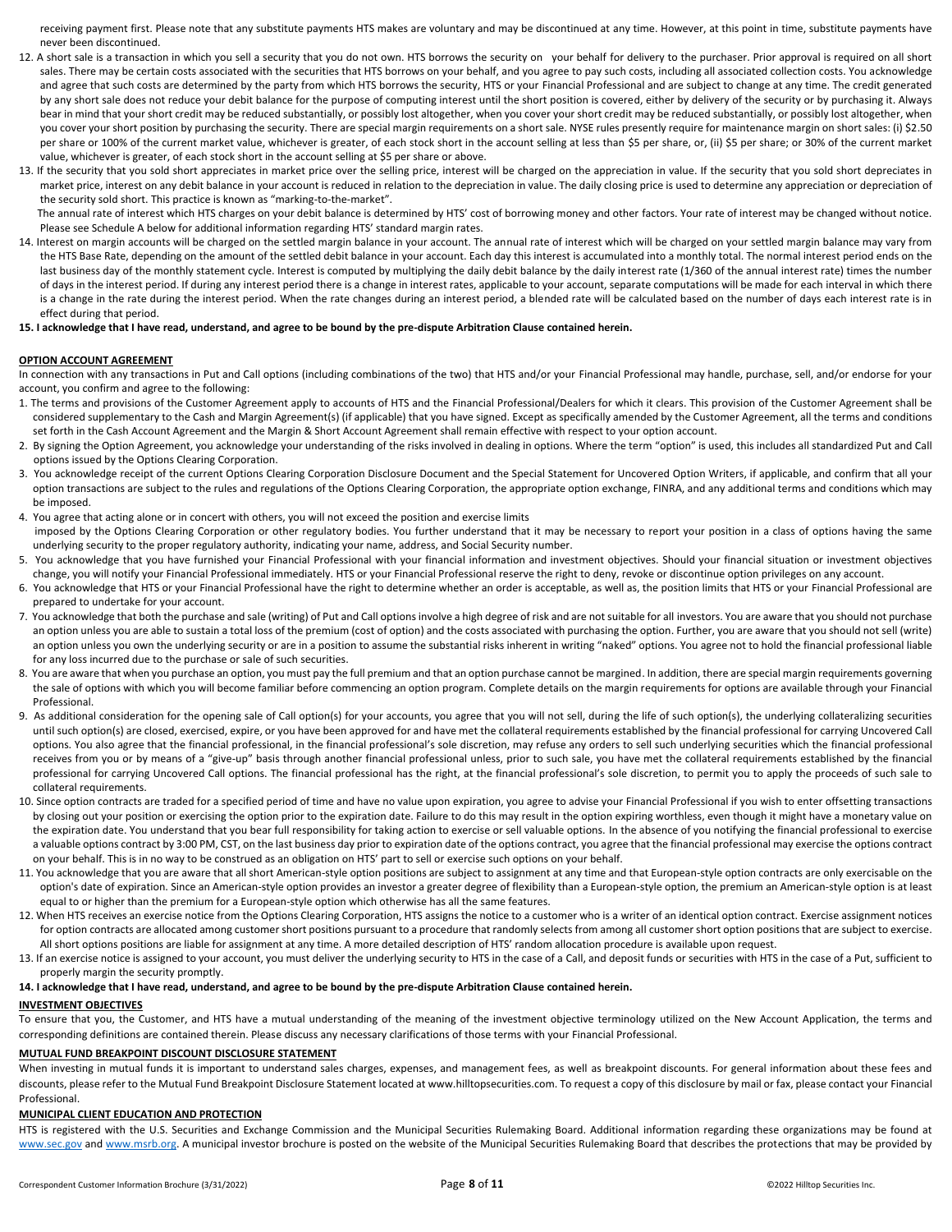receiving payment first. Please note that any substitute payments HTS makes are voluntary and may be discontinued at any time. However, at this point in time, substitute payments have never been discontinued.

12. A short sale is a transaction in which you sell a security that you do not own. HTS borrows the security on your behalf for delivery to the purchaser. Prior approval is required on all short sales. There may be certain costs associated with the securities that HTS borrows on your behalf, and you agree to pay such costs, including all associated collection costs. You acknowledge and agree that such costs are determined by the party from which HTS borrows the security, HTS or your Financial Professional and are subject to change at any time. The credit generated by any short sale does not reduce your debit balance for the purpose of computing interest until the short position is covered, either by delivery of the security or by purchasing it. Always bear in mind that your short credit may be reduced substantially, or possibly lost altogether, when you cover your short credit may be reduced substantially, or possibly lost altogether, when you cover your short position by purchasing the security. There are special margin requirements on a short sale. NYSE rules presently require for maintenance margin on short sales: (i) $2.50 per share or 100% of the current market value, whichever is greater, of each stock short in the account selling at less than $5 per share, or, (ii) $5 per share; or 30% of the current market value, whichever is greater, of each stock short in the account selling at $5 per share or above.
13. If the security that you sold short appreciates in market price over the selling price, interest will be charged on the appreciation in value. If the security that you sold short depreciates in market price, interest on any debit balance in your account is reduced in relation to the depreciation in value. The daily closing price is used to determine any appreciation or depreciation of the security sold short. This practice is known as "marking-to-the-market".
   The annual rate of interest which HTS charges on your debit balance is determined by HTS' cost of borrowing money and other factors. Your rate of interest may be changed without notice. Please see Schedule A below for additional information regarding HTS' standard margin rates.
14. Interest on margin accounts will be charged on the settled margin balance in your account. The annual rate of interest which will be charged on your settled margin balance may vary from the HTS Base Rate, depending on the amount of the settled debit balance in your account. Each day this interest is accumulated into a monthly total. The normal interest period ends on the last business day of the monthly statement cycle. Interest is computed by multiplying the daily debit balance by the daily interest rate (1/360 of the annual interest rate) times the number of days in the interest period. If during any interest period there is a change in interest rates, applicable to your account, separate computations will be made for each interval in which there is a change in the rate during the interest period. When the rate changes during an interest period, a blended rate will be calculated based on the number of days each interest rate is in effect during that period.
15. **I acknowledge that I have read, understand, and agree to be bound by the pre-dispute Arbitration Clause contained herein.**

## OPTION ACCOUNT AGREEMENT

In connection with any transactions in Put and Call options (including combinations of the two) that HTS and/or your Financial Professional may handle, purchase, sell, and/or endorse for your account, you confirm and agree to the following:

1. The terms and provisions of the Customer Agreement apply to accounts of HTS and the Financial Professional/Dealers for which it clears. This provision of the Customer Agreement shall be considered supplementary to the Cash and Margin Agreement(s) (if applicable) that you have signed. Except as specifically amended by the Customer Agreement, all the terms and conditions set forth in the Cash Account Agreement and the Margin & Short Account Agreement shall remain effective with respect to your option account.
2. By signing the Option Agreement, you acknowledge your understanding of the risks involved in dealing in options. Where the term "option" is used, this includes all standardized Put and Call options issued by the Options Clearing Corporation.
3. You acknowledge receipt of the current Options Clearing Corporation Disclosure Document and the Special Statement for Uncovered Option Writers, if applicable, and confirm that all your option transactions are subject to the rules and regulations of the Options Clearing Corporation, the appropriate option exchange, FINRA, and any additional terms and conditions which may be imposed.
4. You agree that acting alone or in concert with others, you will not exceed the position and exercise limits imposed by the Options Clearing Corporation or other regulatory bodies. You further understand that it may be necessary to report your position in a class of options having the same underlying security to the proper regulatory authority, indicating your name, address, and Social Security number.
5. You acknowledge that you have furnished your Financial Professional with your financial information and investment objectives. Should your financial situation or investment objectives change, you will notify your Financial Professional immediately. HTS or your Financial Professional reserve the right to deny, revoke or discontinue option privileges on any account.
6. You acknowledge that HTS or your Financial Professional have the right to determine whether an order is acceptable, as well as, the position limits that HTS or your Financial Professional are prepared to undertake for your account.
7. You acknowledge that both the purchase and sale (writing) of Put and Call options involve a high degree of risk and are not suitable for all investors. You are aware that you should not purchase an option unless you are able to sustain a total loss of the premium (cost of option) and the costs associated with purchasing the option. Further, you are aware that you should not sell (write) an option unless you own the underlying security or are in a position to assume the substantial risks inherent in writing "naked" options. You agree not to hold the financial professional liable for any loss incurred due to the purchase or sale of such securities.
8. You are aware that when you purchase an option, you must pay the full premium and that an option purchase cannot be margined. In addition, there are special margin requirements governing the sale of options with which you will become familiar before commencing an option program. Complete details on the margin requirements for options are available through your Financial Professional.
9. As additional consideration for the opening sale of Call option(s) for your accounts, you agree that you will not sell, during the life of such option(s), the underlying collateralizing securities until such option(s) are closed, exercised, expire, or you have been approved for and have met the collateral requirements established by the financial professional for carrying Uncovered Call options. You also agree that the financial professional, in the financial professional's sole discretion, may refuse any orders to sell such underlying securities which the financial professional receives from you or by means of a "give-up" basis through another financial professional unless, prior to such sale, you have met the collateral requirements established by the financial professional for carrying Uncovered Call options. The financial professional has the right, at the financial professional's sole discretion, to permit you to apply the proceeds of such sale to collateral requirements.
10. Since option contracts are traded for a specified period of time and have no value upon expiration, you agree to advise your Financial Professional if you wish to enter offsetting transactions by closing out your position or exercising the option prior to the expiration date. Failure to do this may result in the option expiring worthless, even though it might have a monetary value on the expiration date. You understand that you bear full responsibility for taking action to exercise or sell valuable options. In the absence of you notifying the financial professional to exercise a valuable options contract by 3:00 PM, CST, on the last business day prior to expiration date of the options contract, you agree that the financial professional may exercise the options contract on your behalf. This is in no way to be construed as an obligation on HTS' part to sell or exercise such options on your behalf.
11. You acknowledge that you are aware that all short American-style option positions are subject to assignment at any time and that European-style option contracts are only exercisable on the option's date of expiration. Since an American-style option provides an investor a greater degree of flexibility than a European-style option, the premium an American-style option is at least equal to or higher than the premium for a European-style option which otherwise has all the same features.
12. When HTS receives an exercise notice from the Options Clearing Corporation, HTS assigns the notice to a customer who is a writer of an identical option contract. Exercise assignment notices for option contracts are allocated among customer short positions pursuant to a procedure that randomly selects from among all customer short option positions that are subject to exercise. All short options positions are liable for assignment at any time. A more detailed description of HTS' random allocation procedure is available upon request.
13. If an exercise notice is assigned to your account, you must deliver the underlying security to HTS in the case of a Call, and deposit funds or securities with HTS in the case of a Put, sufficient to properly margin the security promptly.
14. **I acknowledge that I have read, understand, and agree to be bound by the pre-dispute Arbitration Clause contained herein.**

## INVESTMENT OBJECTIVES

To ensure that you, the Customer, and HTS have a mutual understanding of the meaning of the investment objective terminology utilized on the New Account Application, the terms and corresponding definitions are contained therein. Please discuss any necessary clarifications of those terms with your Financial Professional.

## MUTUAL FUND BREAKPOINT DISCOUNT DISCLOSURE STATEMENT

When investing in mutual funds it is important to understand sales charges, expenses, and management fees, as well as breakpoint discounts. For general information about these fees and discounts, please refer to the Mutual Fund Breakpoint Disclosure Statement located at www.hilltopsecurities.com. To request a copy of this disclosure by mail or fax, please contact your Financial Professional.

## MUNICIPAL CLIENT EDUCATION AND PROTECTION

HTS is registered with the U.S. Securities and Exchange Commission and the Municipal Securities Rulemaking Board. Additional information regarding these organizations may be found at www.sec.gov and www.msrb.org. A municipal investor brochure is posted on the website of the Municipal Securities Rulemaking Board that describes the protections that may be provided by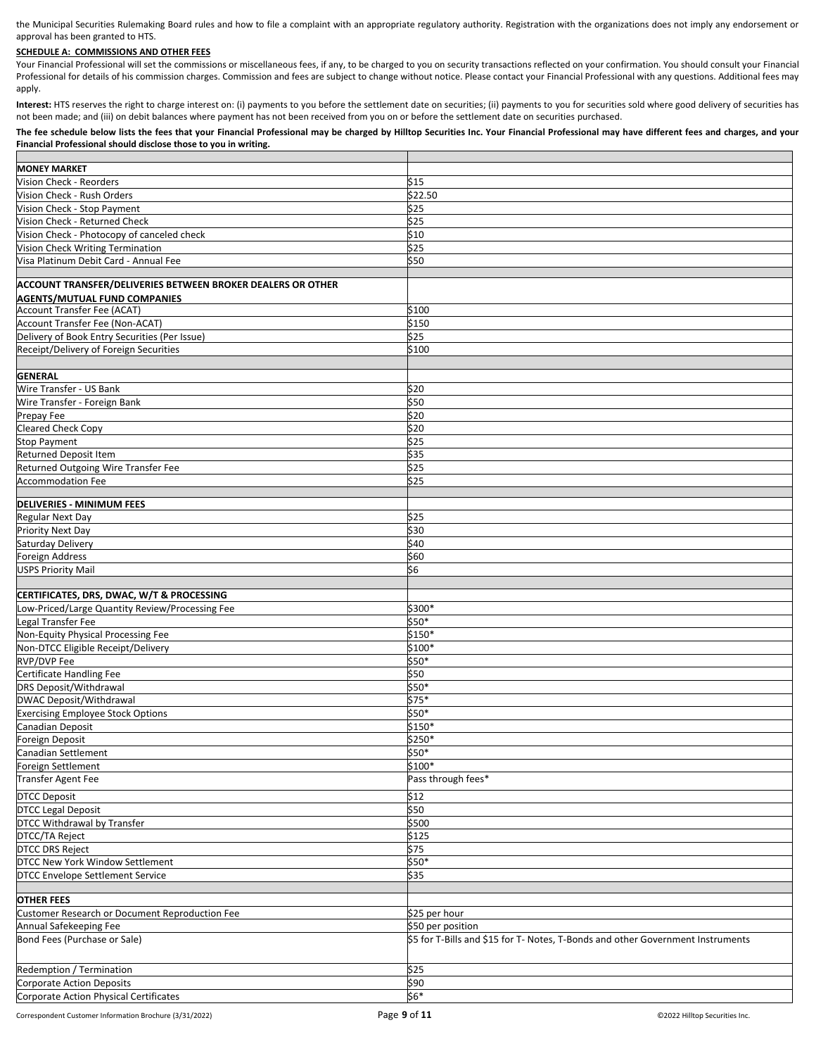the Municipal Securities Rulemaking Board rules and how to file a complaint with an appropriate regulatory authority. Registration with the organizations does not imply any endorsement or approval has been granted to HTS.

**SCHEDULE A: COMMISSIONS AND OTHER FEES**

Your Financial Professional will set the commissions or miscellaneous fees, if any, to be charged to you on security transactions reflected on your confirmation. You should consult your Financial Professional for details of his commission charges. Commission and fees are subject to change without notice. Please contact your Financial Professional with any questions. Additional fees may apply.

**Interest:** HTS reserves the right to charge interest on: (i) payments to you before the settlement date on securities; (ii) payments to you for securities sold where good delivery of securities has not been made; and (iii) on debit balances where payment has not been received from you on or before the settlement date on securities purchased.

**The fee schedule below lists the fees that your Financial Professional may be charged by Hilltop Securities Inc. Your Financial Professional may have different fees and charges, and your Financial Professional should disclose those to you in writing.**

| | |
|---|---|
| **MONEY MARKET** | |
| Vision Check - Reorders | $15 |
| Vision Check - Rush Orders | $22.50 |
| Vision Check - Stop Payment | $25 |
| Vision Check - Returned Check | $25 |
| Vision Check - Photocopy of canceled check | $10 |
| Vision Check Writing Termination | $25 |
| Visa Platinum Debit Card - Annual Fee | $50 |
| | |
| **ACCOUNT TRANSFER/DELIVERIES BETWEEN BROKER DEALERS OR OTHER AGENTS/MUTUAL FUND COMPANIES** | |
| Account Transfer Fee (ACAT) | $100 |
| Account Transfer Fee (Non-ACAT) | $150 |
| Delivery of Book Entry Securities (Per Issue) | $25 |
| Receipt/Delivery of Foreign Securities | $100 |
| | |
| **GENERAL** | |
| Wire Transfer - US Bank | $20 |
| Wire Transfer - Foreign Bank | $50 |
| Prepay Fee | $20 |
| Cleared Check Copy | $20 |
| Stop Payment | $25 |
| Returned Deposit Item | $35 |
| Returned Outgoing Wire Transfer Fee | $25 |
| Accommodation Fee | $25 |
| | |
| **DELIVERIES - MINIMUM FEES** | |
| Regular Next Day | $25 |
| Priority Next Day | $30 |
| Saturday Delivery | $40 |
| Foreign Address | $60 |
| USPS Priority Mail | $6 |
| | |
| **CERTIFICATES, DRS, DWAC, W/T & PROCESSING** | |
| Low-Priced/Large Quantity Review/Processing Fee | $300* |
| Legal Transfer Fee | $50* |
| Non-Equity Physical Processing Fee | $150* |
| Non-DTCC Eligible Receipt/Delivery | $100* |
| RVP/DVP Fee | $50* |
| Certificate Handling Fee | $50 |
| DRS Deposit/Withdrawal | $50* |
| DWAC Deposit/Withdrawal | $75* |
| Exercising Employee Stock Options | $50* |
| Canadian Deposit | $150* |
| Foreign Deposit | $250* |
| Canadian Settlement | $50* |
| Foreign Settlement | $100* |
| Transfer Agent Fee | Pass through fees* |
| DTCC Deposit | $12 |
| DTCC Legal Deposit | $50 |
| DTCC Withdrawal by Transfer | $500 |
| DTCC/TA Reject | $125 |
| DTCC DRS Reject | $75 |
| DTCC New York Window Settlement | $50* |
| DTCC Envelope Settlement Service | $35 |
| | |
| **OTHER FEES** | |
| Customer Research or Document Reproduction Fee | $25 per hour |
| Annual Safekeeping Fee | $50 per position |
| Bond Fees (Purchase or Sale) | $5 for T-Bills and $15 for T- Notes, T-Bonds and other Government Instruments |
| Redemption / Termination | $25 |
| Corporate Action Deposits | $90 |
| Corporate Action Physical Certificates | $6* |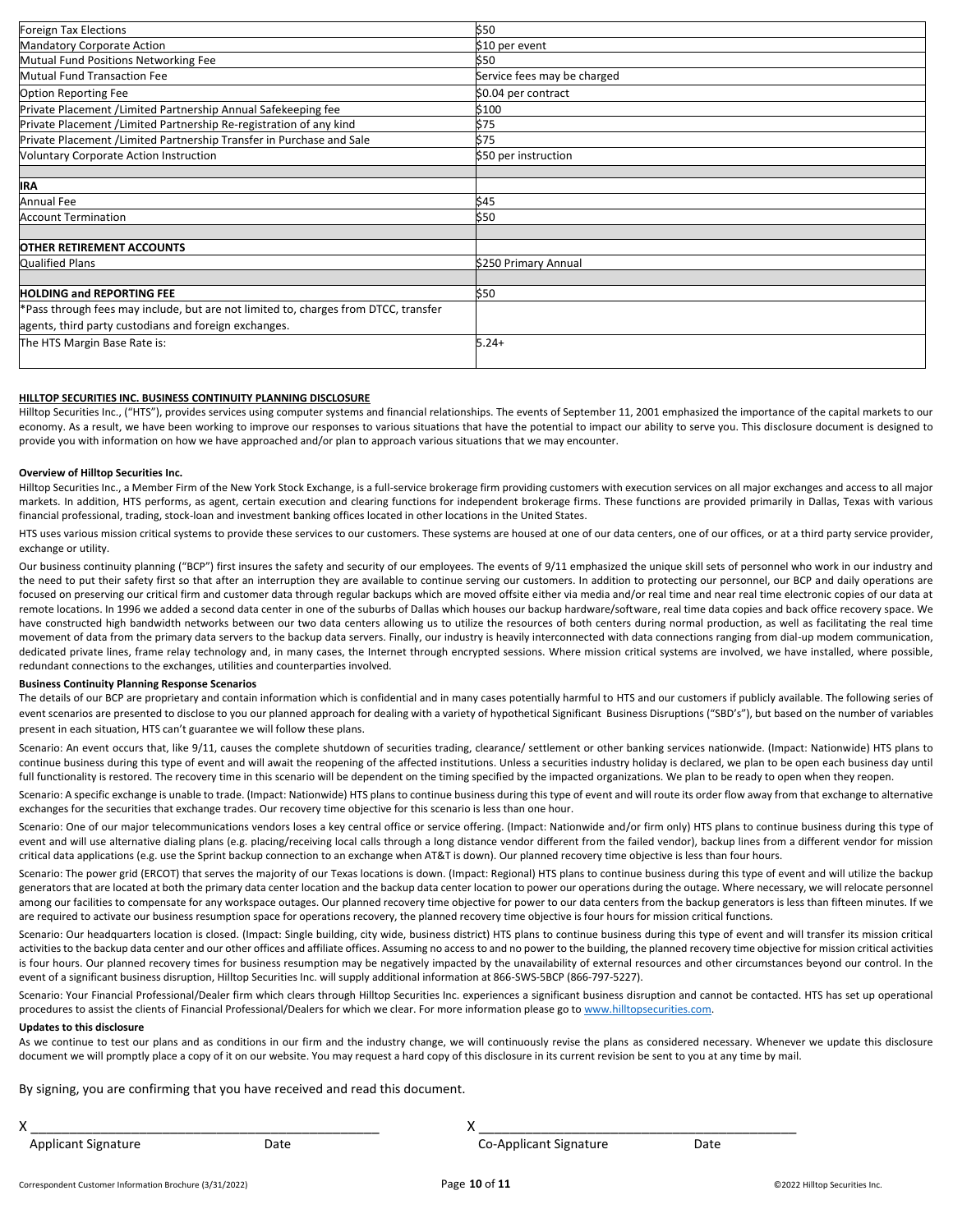| | |
|---|---|
| Foreign Tax Elections | $50 |
| Mandatory Corporate Action | $10 per event |
| Mutual Fund Positions Networking Fee | $50 |
| Mutual Fund Transaction Fee | Service fees may be charged |
| Option Reporting Fee | $0.04 per contract |
| Private Placement /Limited Partnership Annual Safekeeping fee | $100 |
| Private Placement /Limited Partnership Re-registration of any kind | $75 |
| Private Placement /Limited Partnership Transfer in Purchase and Sale | $75 |
| Voluntary Corporate Action Instruction | $50 per instruction |
| | |
| **IRA** | |
| Annual Fee | $45 |
| Account Termination | $50 |
| | |
| **OTHER RETIREMENT ACCOUNTS** | |
| Qualified Plans | $250 Primary Annual |
| | |
| **HOLDING and REPORTING FEE** | $50 |
| *Pass through fees may include, but are not limited to, charges from DTCC, transfer agents, third party custodians and foreign exchanges. | |
| The HTS Margin Base Rate is: | 5.24+ |

**HILLTOP SECURITIES INC. BUSINESS CONTINUITY PLANNING DISCLOSURE**

Hilltop Securities Inc., ("HTS"), provides services using computer systems and financial relationships. The events of September 11, 2001 emphasized the importance of the capital markets to our economy. As a result, we have been working to improve our responses to various situations that have the potential to impact our ability to serve you. This disclosure document is designed to provide you with information on how we have approached and/or plan to approach various situations that we may encounter.

**Overview of Hilltop Securities Inc.**

Hilltop Securities Inc., a Member Firm of the New York Stock Exchange, is a full-service brokerage firm providing customers with execution services on all major exchanges and access to all major markets. In addition, HTS performs, as agent, certain execution and clearing functions for independent brokerage firms. These functions are provided primarily in Dallas, Texas with various financial professional, trading, stock-loan and investment banking offices located in other locations in the United States.

HTS uses various mission critical systems to provide these services to our customers. These systems are housed at one of our data centers, one of our offices, or at a third party service provider, exchange or utility.

Our business continuity planning ("BCP") first insures the safety and security of our employees. The events of 9/11 emphasized the unique skill sets of personnel who work in our industry and the need to put their safety first so that after an interruption they are available to continue serving our customers. In addition to protecting our personnel, our BCP and daily operations are focused on preserving our critical firm and customer data through regular backups which are moved offsite either via media and/or real time and near real time electronic copies of our data at remote locations. In 1996 we added a second data center in one of the suburbs of Dallas which houses our backup hardware/software, real time data copies and back office recovery space. We have constructed high bandwidth networks between our two data centers allowing us to utilize the resources of both centers during normal production, as well as facilitating the real time movement of data from the primary data servers to the backup data servers. Finally, our industry is heavily interconnected with data connections ranging from dial-up modem communication, dedicated private lines, frame relay technology and, in many cases, the Internet through encrypted sessions. Where mission critical systems are involved, we have installed, where possible, redundant connections to the exchanges, utilities and counterparties involved.

**Business Continuity Planning Response Scenarios**

The details of our BCP are proprietary and contain information which is confidential and in many cases potentially harmful to HTS and our customers if publicly available. The following series of event scenarios are presented to disclose to you our planned approach for dealing with a variety of hypothetical Significant Business Disruptions ("SBD's"), but based on the number of variables present in each situation, HTS can't guarantee we will follow these plans.

Scenario: An event occurs that, like 9/11, causes the complete shutdown of securities trading, clearance/ settlement or other banking services nationwide. (Impact: Nationwide) HTS plans to continue business during this type of event and will await the reopening of the affected institutions. Unless a securities industry holiday is declared, we plan to be open each business day until full functionality is restored. The recovery time in this scenario will be dependent on the timing specified by the impacted organizations. We plan to be ready to open when they reopen.

Scenario: A specific exchange is unable to trade. (Impact: Nationwide) HTS plans to continue business during this type of event and will route its order flow away from that exchange to alternative exchanges for the securities that exchange trades. Our recovery time objective for this scenario is less than one hour.

Scenario: One of our major telecommunications vendors loses a key central office or service offering. (Impact: Nationwide and/or firm only) HTS plans to continue business during this type of event and will use alternative dialing plans (e.g. placing/receiving local calls through a long distance vendor different from the failed vendor), backup lines from a different vendor for mission critical data applications (e.g. use the Sprint backup connection to an exchange when AT&T is down). Our planned recovery time objective is less than four hours.

Scenario: The power grid (ERCOT) that serves the majority of our Texas locations is down. (Impact: Regional) HTS plans to continue business during this type of event and will utilize the backup generators that are located at both the primary data center location and the backup data center location to power our operations during the outage. Where necessary, we will relocate personnel among our facilities to compensate for any workspace outages. Our planned recovery time objective for power to our data centers from the backup generators is less than fifteen minutes. If we are required to activate our business resumption space for operations recovery, the planned recovery time objective is four hours for mission critical functions.

Scenario: Our headquarters location is closed. (Impact: Single building, city wide, business district) HTS plans to continue business during this type of event and will transfer its mission critical activities to the backup data center and our other offices and affiliate offices. Assuming no access to and no power to the building, the planned recovery time objective for mission critical activities is four hours. Our planned recovery times for business resumption may be negatively impacted by the unavailability of external resources and other circumstances beyond our control. In the event of a significant business disruption, Hilltop Securities Inc. will supply additional information at 866-SWS-5BCP (866-797-5227).

Scenario: Your Financial Professional/Dealer firm which clears through Hilltop Securities Inc. experiences a significant business disruption and cannot be contacted. HTS has set up operational procedures to assist the clients of Financial Professional/Dealers for which we clear. For more information please go to www.hilltopsecurities.com.

**Updates to this disclosure**

As we continue to test our plans and as conditions in our firm and the industry change, we will continuously revise the plans as considered necessary. Whenever we update this disclosure document we will promptly place a copy of it on our website. You may request a hard copy of this disclosure in its current revision be sent to you at any time by mail.

By signing, you are confirming that you have received and read this document.

X ______________________________________________
Applicant Signature Date

X ______________________________________________
Co-Applicant Signature Date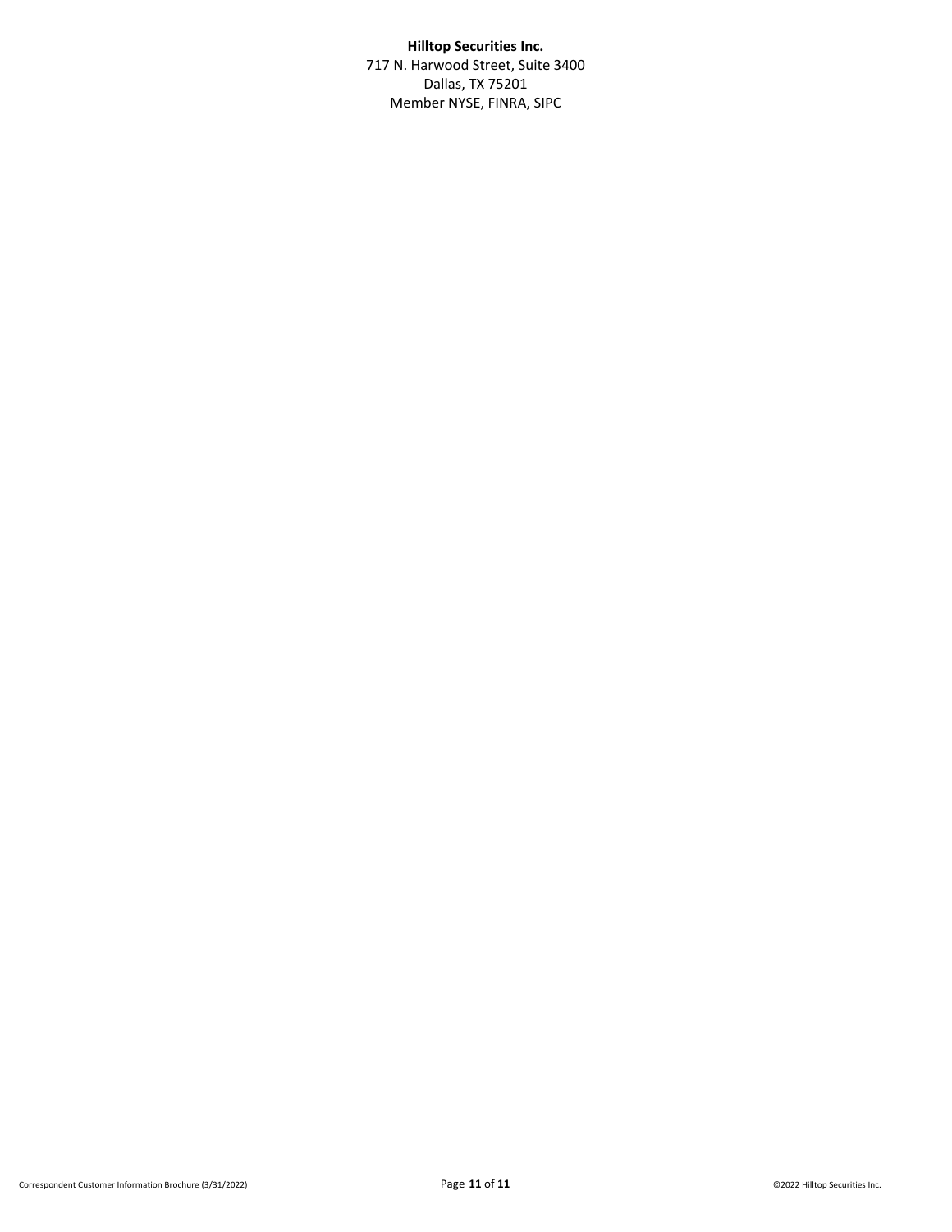**Hilltop Securities Inc.**
717 N. Harwood Street, Suite 3400
Dallas, TX 75201
Member NYSE, FINRA, SIPC